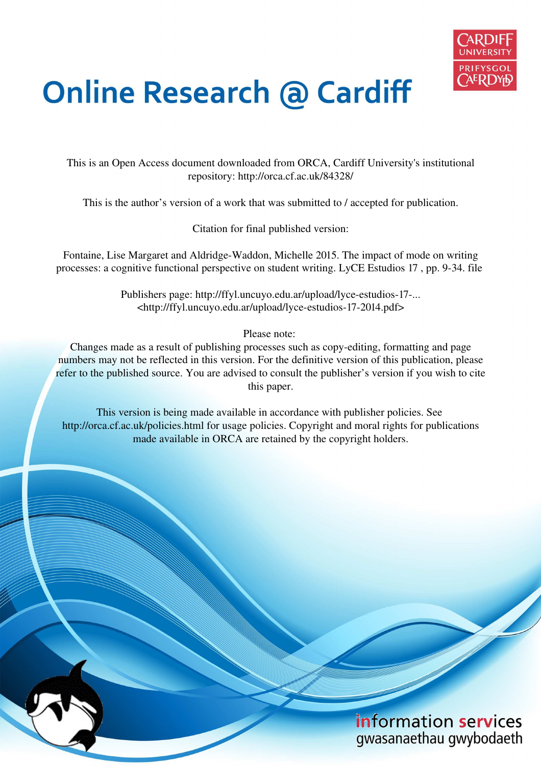# Online Research @ Cardiff

This is an Open Access document downloaded from ORCA, Cardiff University's institutional repository: http://orca.cf.ac.uk/84328/

This is the author's version of a work that was submitted to / accepted for publication.

Citation for final published version:

Fontaine, Lise Margaret and Aldridge-Waddon, Michelle 2015. The impact of mode on writing processes: a cognitive functional perspective on student writing. LyCE Estudios 17 , pp. 9-34. file

Publishers page: http://ffyl.uncuyo.edu.ar/upload/lyce-estudios-17-...
<http://ffyl.uncuyo.edu.ar/upload/lyce-estudios-17-2014.pdf>

Please note:
Changes made as a result of publishing processes such as copy-editing, formatting and page numbers may not be reflected in this version. For the definitive version of this publication, please refer to the published source. You are advised to consult the publisher's version if you wish to cite this paper.

This version is being made available in accordance with publisher policies. See http://orca.cf.ac.uk/policies.html for usage policies. Copyright and moral rights for publications made available in ORCA are retained by the copyright holders.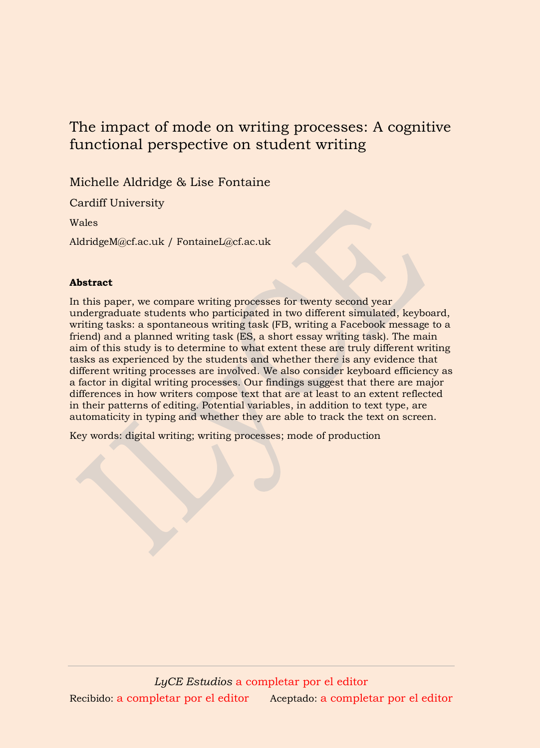# The impact of mode on writing processes: A cognitive functional perspective on student writing

Michelle Aldridge & Lise Fontaine

Cardiff University

Wales

AldridgeM@cf.ac.uk / FontaineL@cf.ac.uk

**Abstract**

In this paper, we compare writing processes for twenty second year undergraduate students who participated in two different simulated, keyboard, writing tasks: a spontaneous writing task (FB, writing a Facebook message to a friend) and a planned writing task (ES, a short essay writing task). The main aim of this study is to determine to what extent these are truly different writing tasks as experienced by the students and whether there is any evidence that different writing processes are involved. We also consider keyboard efficiency as a factor in digital writing processes. Our findings suggest that there are major differences in how writers compose text that are at least to an extent reflected in their patterns of editing. Potential variables, in addition to text type, are automaticity in typing and whether they are able to track the text on screen.

Key words: digital writing; writing processes; mode of production

*LyCE Estudios* a completar por el editor

Recibido: a completar por el editor   Aceptado: a completar por el editor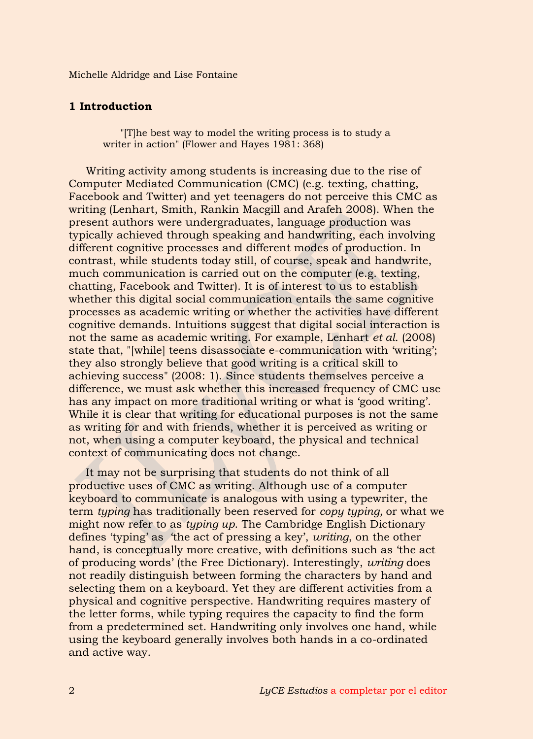## 1 Introduction

> "[T]he best way to model the writing process is to study a writer in action" (Flower and Hayes 1981: 368)

Writing activity among students is increasing due to the rise of Computer Mediated Communication (CMC) (e.g. texting, chatting, Facebook and Twitter) and yet teenagers do not perceive this CMC as writing (Lenhart, Smith, Rankin Macgill and Arafeh 2008). When the present authors were undergraduates, language production was typically achieved through speaking and handwriting, each involving different cognitive processes and different modes of production. In contrast, while students today still, of course, speak and handwrite, much communication is carried out on the computer (e.g. texting, chatting, Facebook and Twitter). It is of interest to us to establish whether this digital social communication entails the same cognitive processes as academic writing or whether the activities have different cognitive demands. Intuitions suggest that digital social interaction is not the same as academic writing. For example, Lenhart *et al.* (2008) state that, "[while] teens disassociate e-communication with 'writing'; they also strongly believe that good writing is a critical skill to achieving success" (2008: 1). Since students themselves perceive a difference, we must ask whether this increased frequency of CMC use has any impact on more traditional writing or what is 'good writing'. While it is clear that writing for educational purposes is not the same as writing for and with friends, whether it is perceived as writing or not, when using a computer keyboard, the physical and technical context of communicating does not change.

It may not be surprising that students do not think of all productive uses of CMC as writing. Although use of a computer keyboard to communicate is analogous with using a typewriter, the term *typing* has traditionally been reserved for *copy typing,* or what we might now refer to as *typing up*. The Cambridge English Dictionary defines 'typing' as 'the act of pressing a key', *writing*, on the other hand, is conceptually more creative, with definitions such as 'the act of producing words' (the Free Dictionary). Interestingly, *writing* does not readily distinguish between forming the characters by hand and selecting them on a keyboard. Yet they are different activities from a physical and cognitive perspective. Handwriting requires mastery of the letter forms, while typing requires the capacity to find the form from a predetermined set. Handwriting only involves one hand, while using the keyboard generally involves both hands in a co-ordinated and active way.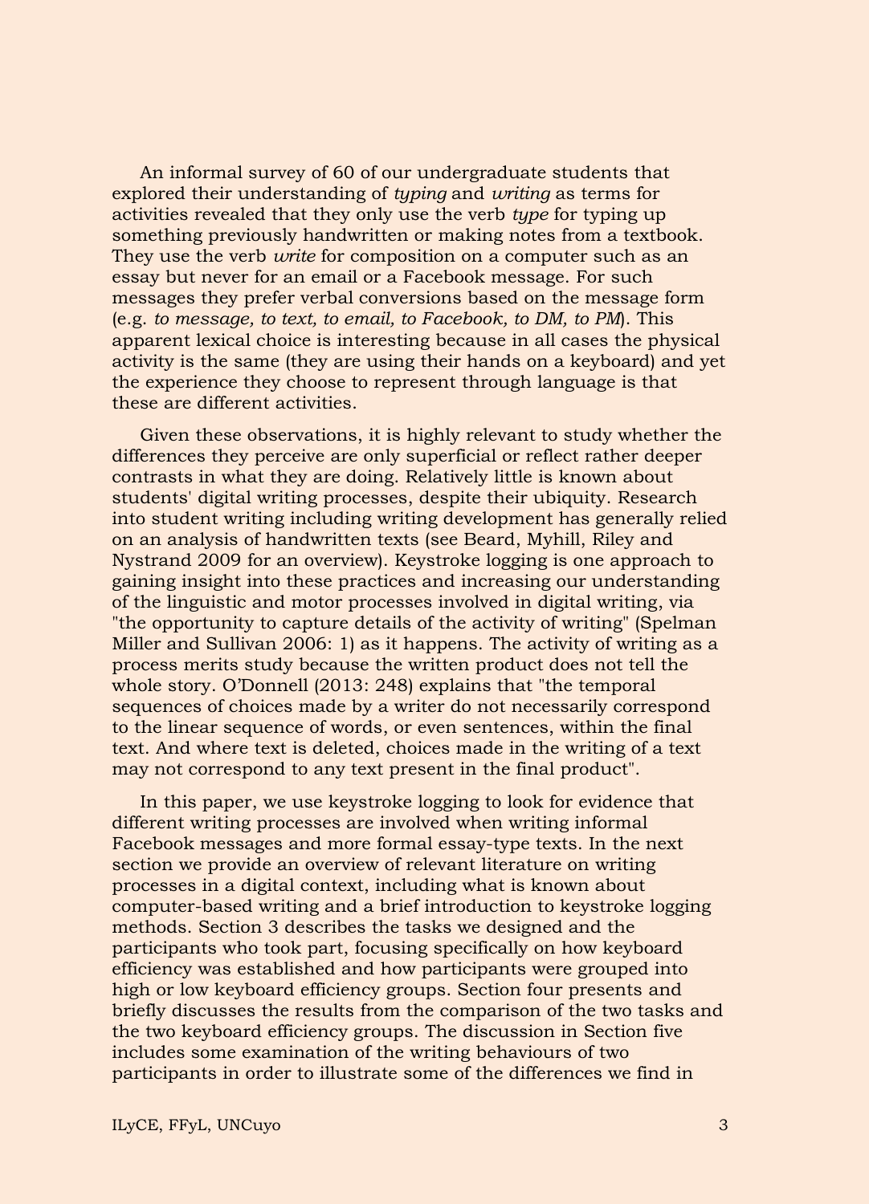An informal survey of 60 of our undergraduate students that explored their understanding of *typing* and *writing* as terms for activities revealed that they only use the verb *type* for typing up something previously handwritten or making notes from a textbook. They use the verb *write* for composition on a computer such as an essay but never for an email or a Facebook message. For such messages they prefer verbal conversions based on the message form (e.g. *to message, to text, to email, to Facebook, to DM, to PM*). This apparent lexical choice is interesting because in all cases the physical activity is the same (they are using their hands on a keyboard) and yet the experience they choose to represent through language is that these are different activities.

Given these observations, it is highly relevant to study whether the differences they perceive are only superficial or reflect rather deeper contrasts in what they are doing. Relatively little is known about students' digital writing processes, despite their ubiquity. Research into student writing including writing development has generally relied on an analysis of handwritten texts (see Beard, Myhill, Riley and Nystrand 2009 for an overview). Keystroke logging is one approach to gaining insight into these practices and increasing our understanding of the linguistic and motor processes involved in digital writing, via "the opportunity to capture details of the activity of writing" (Spelman Miller and Sullivan 2006: 1) as it happens. The activity of writing as a process merits study because the written product does not tell the whole story. O'Donnell (2013: 248) explains that "the temporal sequences of choices made by a writer do not necessarily correspond to the linear sequence of words, or even sentences, within the final text. And where text is deleted, choices made in the writing of a text may not correspond to any text present in the final product".

In this paper, we use keystroke logging to look for evidence that different writing processes are involved when writing informal Facebook messages and more formal essay-type texts. In the next section we provide an overview of relevant literature on writing processes in a digital context, including what is known about computer-based writing and a brief introduction to keystroke logging methods. Section 3 describes the tasks we designed and the participants who took part, focusing specifically on how keyboard efficiency was established and how participants were grouped into high or low keyboard efficiency groups. Section four presents and briefly discusses the results from the comparison of the two tasks and the two keyboard efficiency groups. The discussion in Section five includes some examination of the writing behaviours of two participants in order to illustrate some of the differences we find in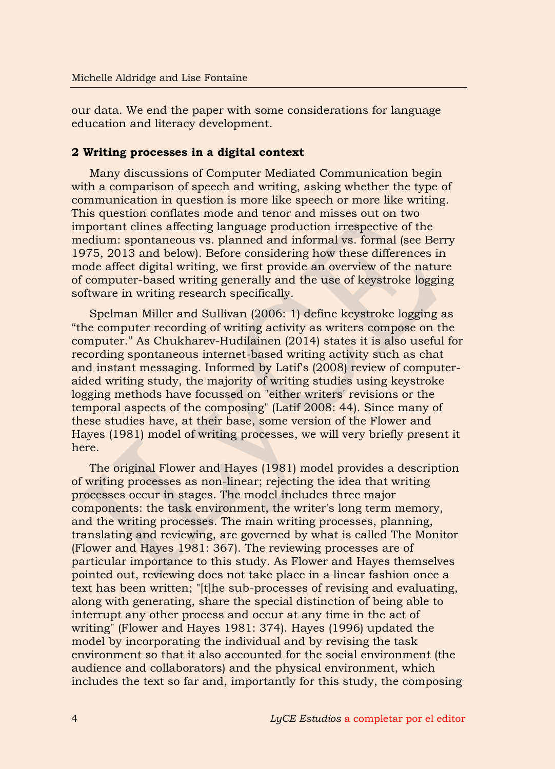our data. We end the paper with some considerations for language education and literacy development.

## 2 Writing processes in a digital context

Many discussions of Computer Mediated Communication begin with a comparison of speech and writing, asking whether the type of communication in question is more like speech or more like writing. This question conflates mode and tenor and misses out on two important clines affecting language production irrespective of the medium: spontaneous vs. planned and informal vs. formal (see Berry 1975, 2013 and below). Before considering how these differences in mode affect digital writing, we first provide an overview of the nature of computer-based writing generally and the use of keystroke logging software in writing research specifically.

Spelman Miller and Sullivan (2006: 1) define keystroke logging as "the computer recording of writing activity as writers compose on the computer." As Chukharev-Hudilainen (2014) states it is also useful for recording spontaneous internet-based writing activity such as chat and instant messaging. Informed by Latif's (2008) review of computer-aided writing study, the majority of writing studies using keystroke logging methods have focussed on "either writers' revisions or the temporal aspects of the composing" (Latif 2008: 44). Since many of these studies have, at their base, some version of the Flower and Hayes (1981) model of writing processes, we will very briefly present it here.

The original Flower and Hayes (1981) model provides a description of writing processes as non-linear; rejecting the idea that writing processes occur in stages. The model includes three major components: the task environment, the writer's long term memory, and the writing processes. The main writing processes, planning, translating and reviewing, are governed by what is called The Monitor (Flower and Hayes 1981: 367). The reviewing processes are of particular importance to this study. As Flower and Hayes themselves pointed out, reviewing does not take place in a linear fashion once a text has been written; "[t]he sub-processes of revising and evaluating, along with generating, share the special distinction of being able to interrupt any other process and occur at any time in the act of writing" (Flower and Hayes 1981: 374). Hayes (1996) updated the model by incorporating the individual and by revising the task environment so that it also accounted for the social environment (the audience and collaborators) and the physical environment, which includes the text so far and, importantly for this study, the composing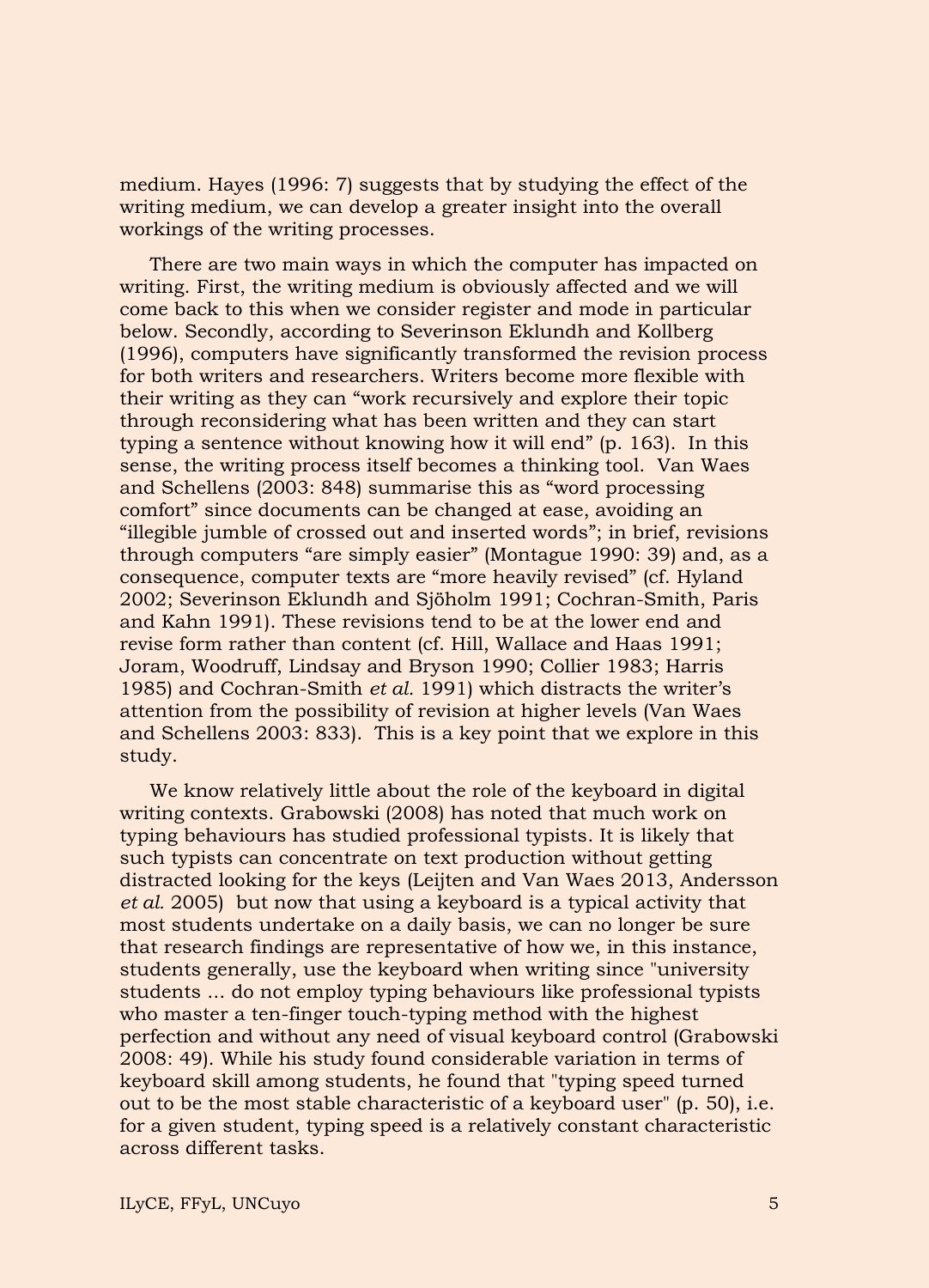medium. Hayes (1996: 7) suggests that by studying the effect of the writing medium, we can develop a greater insight into the overall workings of the writing processes.

There are two main ways in which the computer has impacted on writing. First, the writing medium is obviously affected and we will come back to this when we consider register and mode in particular below. Secondly, according to Severinson Eklundh and Kollberg (1996), computers have significantly transformed the revision process for both writers and researchers. Writers become more flexible with their writing as they can "work recursively and explore their topic through reconsidering what has been written and they can start typing a sentence without knowing how it will end" (p. 163). In this sense, the writing process itself becomes a thinking tool. Van Waes and Schellens (2003: 848) summarise this as "word processing comfort" since documents can be changed at ease, avoiding an "illegible jumble of crossed out and inserted words"; in brief, revisions through computers "are simply easier" (Montague 1990: 39) and, as a consequence, computer texts are "more heavily revised" (cf. Hyland 2002; Severinson Eklundh and Sjöholm 1991; Cochran-Smith, Paris and Kahn 1991). These revisions tend to be at the lower end and revise form rather than content (cf. Hill, Wallace and Haas 1991; Joram, Woodruff, Lindsay and Bryson 1990; Collier 1983; Harris 1985) and Cochran-Smith *et al.* 1991) which distracts the writer's attention from the possibility of revision at higher levels (Van Waes and Schellens 2003: 833). This is a key point that we explore in this study.

We know relatively little about the role of the keyboard in digital writing contexts. Grabowski (2008) has noted that much work on typing behaviours has studied professional typists. It is likely that such typists can concentrate on text production without getting distracted looking for the keys (Leijten and Van Waes 2013, Andersson *et al.* 2005) but now that using a keyboard is a typical activity that most students undertake on a daily basis, we can no longer be sure that research findings are representative of how we, in this instance, students generally, use the keyboard when writing since "university students ... do not employ typing behaviours like professional typists who master a ten-finger touch-typing method with the highest perfection and without any need of visual keyboard control (Grabowski 2008: 49). While his study found considerable variation in terms of keyboard skill among students, he found that "typing speed turned out to be the most stable characteristic of a keyboard user" (p. 50), i.e. for a given student, typing speed is a relatively constant characteristic across different tasks.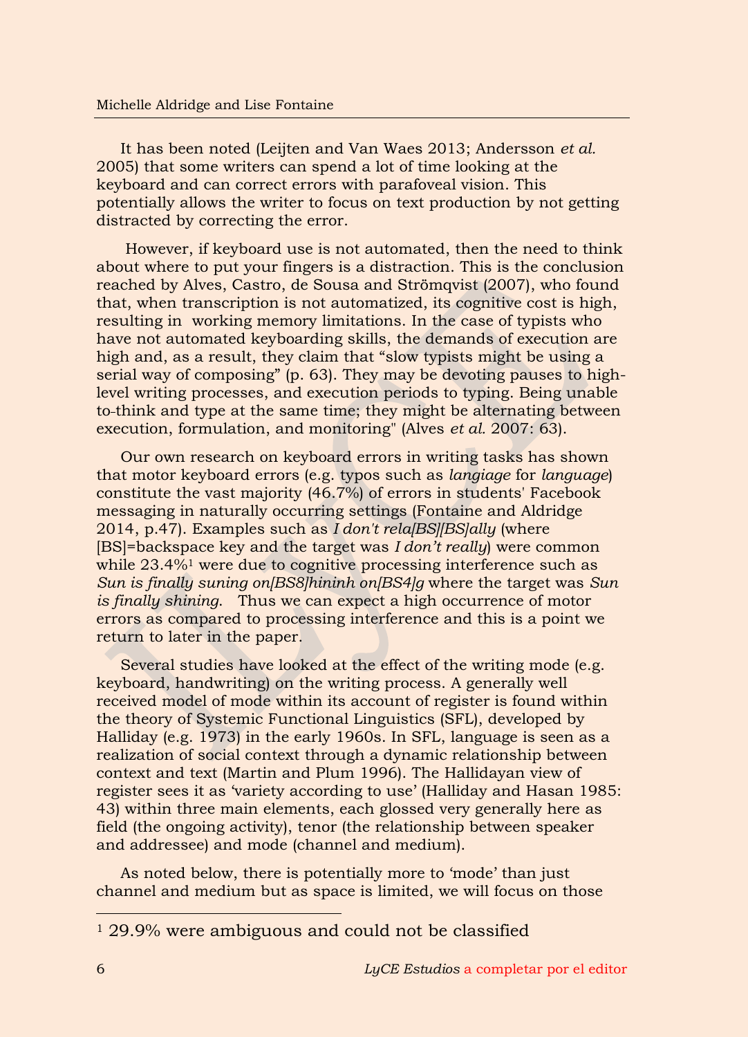It has been noted (Leijten and Van Waes 2013; Andersson *et al.* 2005) that some writers can spend a lot of time looking at the keyboard and can correct errors with parafoveal vision. This potentially allows the writer to focus on text production by not getting distracted by correcting the error.

However, if keyboard use is not automated, then the need to think about where to put your fingers is a distraction. This is the conclusion reached by Alves, Castro, de Sousa and Strömqvist (2007), who found that, when transcription is not automatized, its cognitive cost is high, resulting in working memory limitations. In the case of typists who have not automated keyboarding skills, the demands of execution are high and, as a result, they claim that "slow typists might be using a serial way of composing" (p. 63). They may be devoting pauses to high-level writing processes, and execution periods to typing. Being unable to-think and type at the same time; they might be alternating between execution, formulation, and monitoring" (Alves *et al.* 2007: 63).

Our own research on keyboard errors in writing tasks has shown that motor keyboard errors (e.g. typos such as *langiage* for *language*) constitute the vast majority (46.7%) of errors in students' Facebook messaging in naturally occurring settings (Fontaine and Aldridge 2014, p.47). Examples such as *I don't rela[BS][BS]ally* (where [BS]=backspace key and the target was *I don't really*) were common while 23.4%[1] were due to cognitive processing interference such as *Sun is finally suning on[BS8]hininh on[BS4]g* where the target was *Sun is finally shining*. Thus we can expect a high occurrence of motor errors as compared to processing interference and this is a point we return to later in the paper.

Several studies have looked at the effect of the writing mode (e.g. keyboard, handwriting) on the writing process. A generally well received model of mode within its account of register is found within the theory of Systemic Functional Linguistics (SFL), developed by Halliday (e.g. 1973) in the early 1960s. In SFL, language is seen as a realization of social context through a dynamic relationship between context and text (Martin and Plum 1996). The Hallidayan view of register sees it as 'variety according to use' (Halliday and Hasan 1985: 43) within three main elements, each glossed very generally here as field (the ongoing activity), tenor (the relationship between speaker and addressee) and mode (channel and medium).

As noted below, there is potentially more to 'mode' than just channel and medium but as space is limited, we will focus on those

[1] 29.9% were ambiguous and could not be classified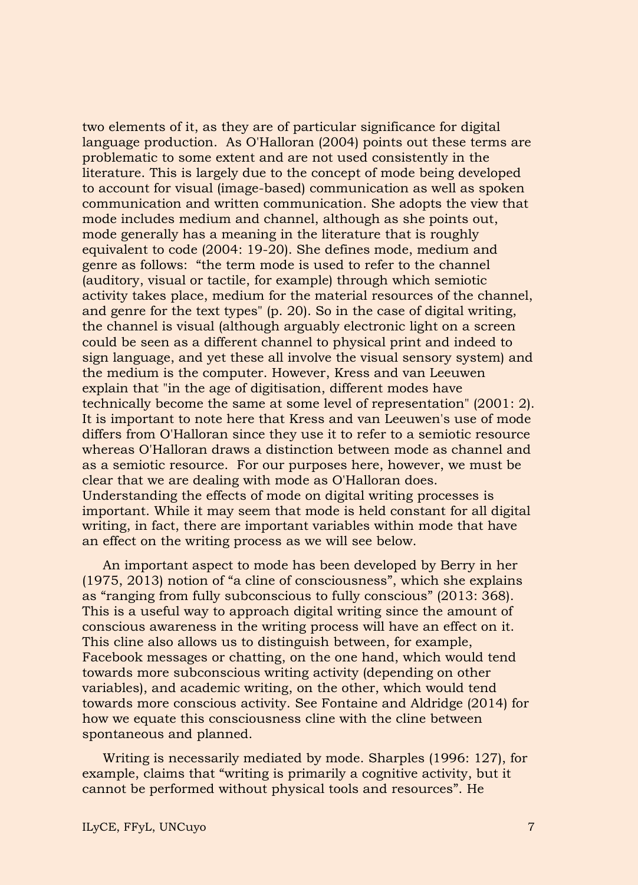two elements of it, as they are of particular significance for digital language production. As O'Halloran (2004) points out these terms are problematic to some extent and are not used consistently in the literature. This is largely due to the concept of mode being developed to account for visual (image-based) communication as well as spoken communication and written communication. She adopts the view that mode includes medium and channel, although as she points out, mode generally has a meaning in the literature that is roughly equivalent to code (2004: 19-20). She defines mode, medium and genre as follows: "the term mode is used to refer to the channel (auditory, visual or tactile, for example) through which semiotic activity takes place, medium for the material resources of the channel, and genre for the text types" (p. 20). So in the case of digital writing, the channel is visual (although arguably electronic light on a screen could be seen as a different channel to physical print and indeed to sign language, and yet these all involve the visual sensory system) and the medium is the computer. However, Kress and van Leeuwen explain that "in the age of digitisation, different modes have technically become the same at some level of representation" (2001: 2). It is important to note here that Kress and van Leeuwen's use of mode differs from O'Halloran since they use it to refer to a semiotic resource whereas O'Halloran draws a distinction between mode as channel and as a semiotic resource. For our purposes here, however, we must be clear that we are dealing with mode as O'Halloran does. Understanding the effects of mode on digital writing processes is important. While it may seem that mode is held constant for all digital writing, in fact, there are important variables within mode that have an effect on the writing process as we will see below.

An important aspect to mode has been developed by Berry in her (1975, 2013) notion of "a cline of consciousness", which she explains as "ranging from fully subconscious to fully conscious" (2013: 368). This is a useful way to approach digital writing since the amount of conscious awareness in the writing process will have an effect on it. This cline also allows us to distinguish between, for example, Facebook messages or chatting, on the one hand, which would tend towards more subconscious writing activity (depending on other variables), and academic writing, on the other, which would tend towards more conscious activity. See Fontaine and Aldridge (2014) for how we equate this consciousness cline with the cline between spontaneous and planned.

Writing is necessarily mediated by mode. Sharples (1996: 127), for example, claims that "writing is primarily a cognitive activity, but it cannot be performed without physical tools and resources". He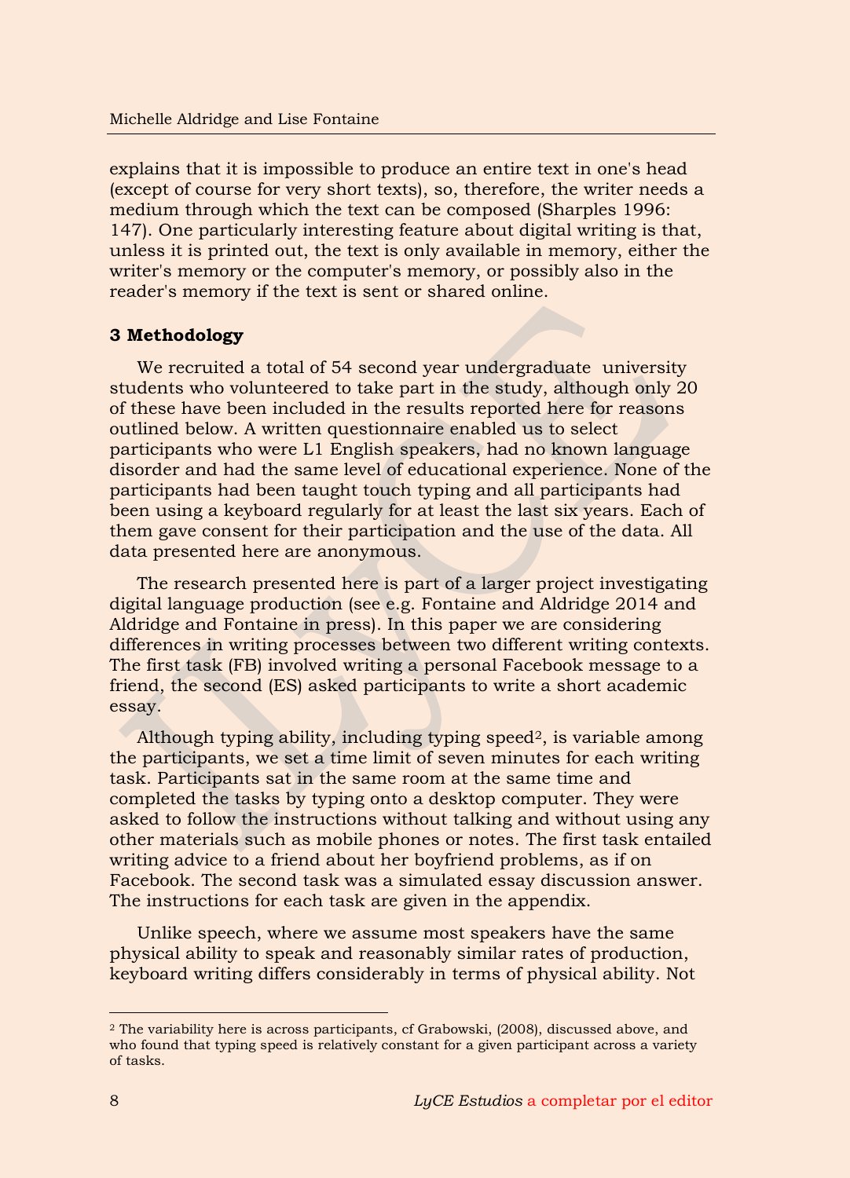explains that it is impossible to produce an entire text in one's head (except of course for very short texts), so, therefore, the writer needs a medium through which the text can be composed (Sharples 1996: 147). One particularly interesting feature about digital writing is that, unless it is printed out, the text is only available in memory, either the writer's memory or the computer's memory, or possibly also in the reader's memory if the text is sent or shared online.

## 3 Methodology

We recruited a total of 54 second year undergraduate university students who volunteered to take part in the study, although only 20 of these have been included in the results reported here for reasons outlined below. A written questionnaire enabled us to select participants who were L1 English speakers, had no known language disorder and had the same level of educational experience. None of the participants had been taught touch typing and all participants had been using a keyboard regularly for at least the last six years. Each of them gave consent for their participation and the use of the data. All data presented here are anonymous.

The research presented here is part of a larger project investigating digital language production (see e.g. Fontaine and Aldridge 2014 and Aldridge and Fontaine in press). In this paper we are considering differences in writing processes between two different writing contexts. The first task (FB) involved writing a personal Facebook message to a friend, the second (ES) asked participants to write a short academic essay.

Although typing ability, including typing speed[2], is variable among the participants, we set a time limit of seven minutes for each writing task. Participants sat in the same room at the same time and completed the tasks by typing onto a desktop computer. They were asked to follow the instructions without talking and without using any other materials such as mobile phones or notes. The first task entailed writing advice to a friend about her boyfriend problems, as if on Facebook. The second task was a simulated essay discussion answer. The instructions for each task are given in the appendix.

Unlike speech, where we assume most speakers have the same physical ability to speak and reasonably similar rates of production, keyboard writing differs considerably in terms of physical ability. Not

---

[2] The variability here is across participants, cf Grabowski, (2008), discussed above, and who found that typing speed is relatively constant for a given participant across a variety of tasks.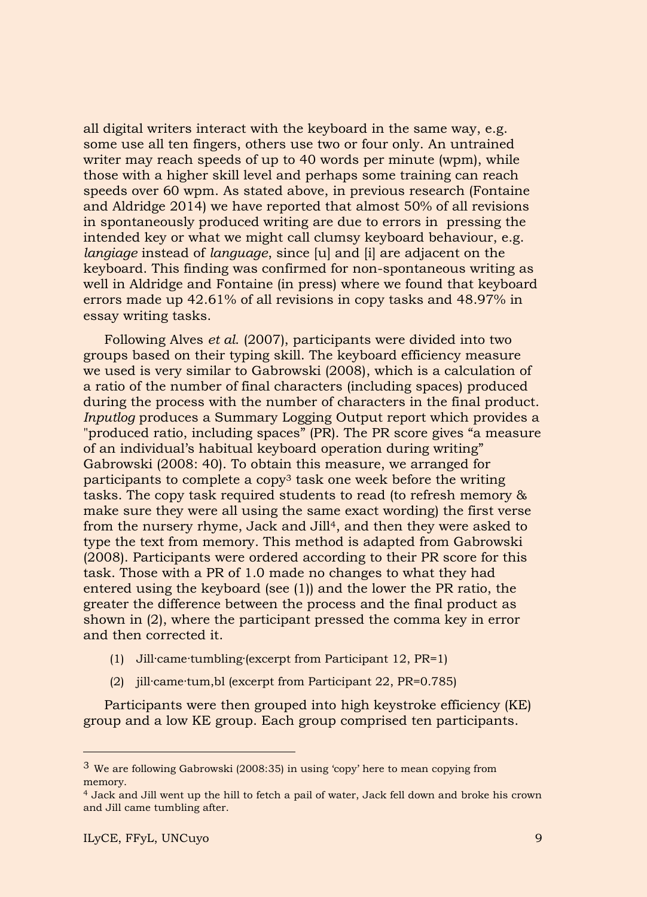all digital writers interact with the keyboard in the same way, e.g. some use all ten fingers, others use two or four only. An untrained writer may reach speeds of up to 40 words per minute (wpm), while those with a higher skill level and perhaps some training can reach speeds over 60 wpm. As stated above, in previous research (Fontaine and Aldridge 2014) we have reported that almost 50% of all revisions in spontaneously produced writing are due to errors in pressing the intended key or what we might call clumsy keyboard behaviour, e.g. *langiage* instead of *language*, since [u] and [i] are adjacent on the keyboard. This finding was confirmed for non-spontaneous writing as well in Aldridge and Fontaine (in press) where we found that keyboard errors made up 42.61% of all revisions in copy tasks and 48.97% in essay writing tasks.

Following Alves *et al.* (2007), participants were divided into two groups based on their typing skill. The keyboard efficiency measure we used is very similar to Gabrowski (2008), which is a calculation of a ratio of the number of final characters (including spaces) produced during the process with the number of characters in the final product. *Inputlog* produces a Summary Logging Output report which provides a "produced ratio, including spaces" (PR). The PR score gives "a measure of an individual's habitual keyboard operation during writing" Gabrowski (2008: 40). To obtain this measure, we arranged for participants to complete a copy[3] task one week before the writing tasks. The copy task required students to read (to refresh memory & make sure they were all using the same exact wording) the first verse from the nursery rhyme, Jack and Jill[4], and then they were asked to type the text from memory. This method is adapted from Gabrowski (2008). Participants were ordered according to their PR score for this task. Those with a PR of 1.0 made no changes to what they had entered using the keyboard (see (1)) and the lower the PR ratio, the greater the difference between the process and the final product as shown in (2), where the participant pressed the comma key in error and then corrected it.

(1) Jill·came·tumbling·(excerpt from Participant 12, PR=1)

(2) jill·came·tum,bl (excerpt from Participant 22, PR=0.785)

Participants were then grouped into high keystroke efficiency (KE) group and a low KE group. Each group comprised ten participants.

---

[3] We are following Gabrowski (2008:35) in using 'copy' here to mean copying from memory.

[4] Jack and Jill went up the hill to fetch a pail of water, Jack fell down and broke his crown and Jill came tumbling after.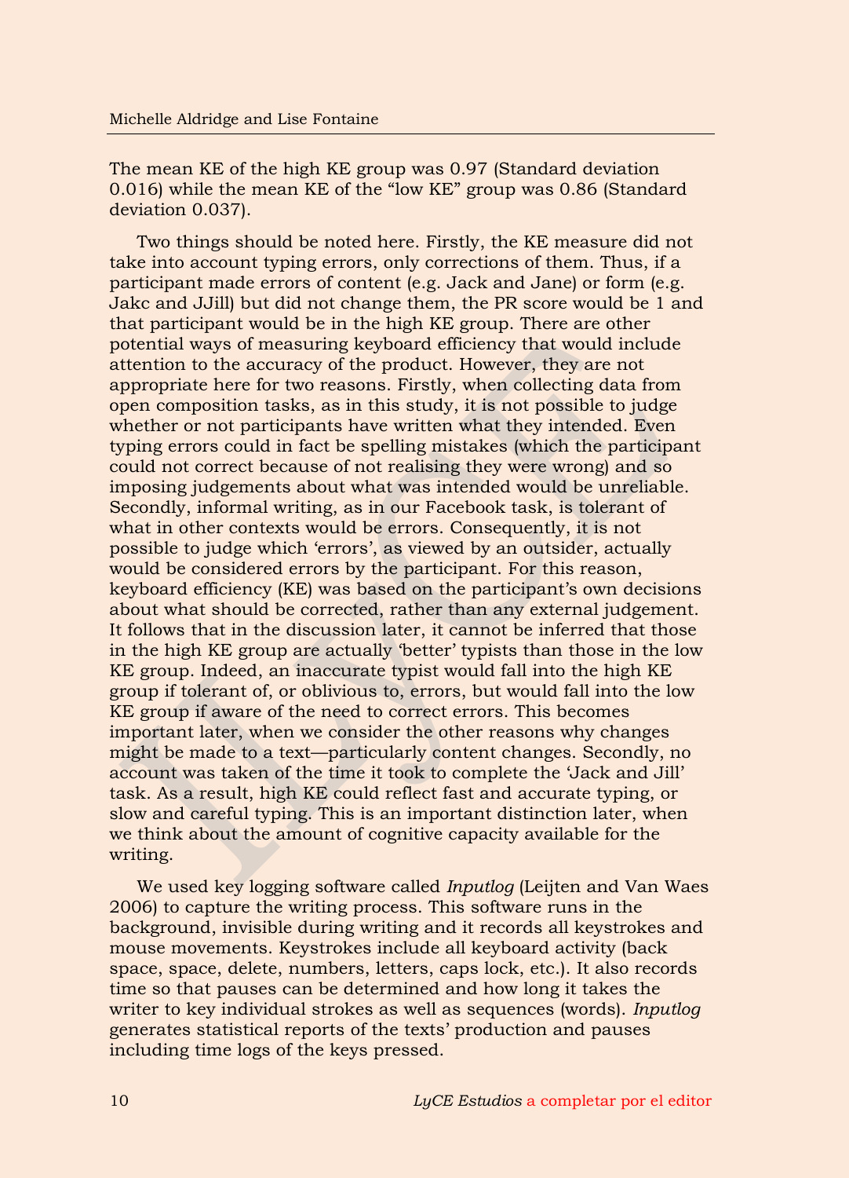The mean KE of the high KE group was 0.97 (Standard deviation 0.016) while the mean KE of the "low KE" group was 0.86 (Standard deviation 0.037).

Two things should be noted here. Firstly, the KE measure did not take into account typing errors, only corrections of them. Thus, if a participant made errors of content (e.g. Jack and Jane) or form (e.g. Jakc and JJill) but did not change them, the PR score would be 1 and that participant would be in the high KE group. There are other potential ways of measuring keyboard efficiency that would include attention to the accuracy of the product. However, they are not appropriate here for two reasons. Firstly, when collecting data from open composition tasks, as in this study, it is not possible to judge whether or not participants have written what they intended. Even typing errors could in fact be spelling mistakes (which the participant could not correct because of not realising they were wrong) and so imposing judgements about what was intended would be unreliable. Secondly, informal writing, as in our Facebook task, is tolerant of what in other contexts would be errors. Consequently, it is not possible to judge which 'errors', as viewed by an outsider, actually would be considered errors by the participant. For this reason, keyboard efficiency (KE) was based on the participant's own decisions about what should be corrected, rather than any external judgement. It follows that in the discussion later, it cannot be inferred that those in the high KE group are actually 'better' typists than those in the low KE group. Indeed, an inaccurate typist would fall into the high KE group if tolerant of, or oblivious to, errors, but would fall into the low KE group if aware of the need to correct errors. This becomes important later, when we consider the other reasons why changes might be made to a text—particularly content changes. Secondly, no account was taken of the time it took to complete the 'Jack and Jill' task. As a result, high KE could reflect fast and accurate typing, or slow and careful typing. This is an important distinction later, when we think about the amount of cognitive capacity available for the writing.

We used key logging software called *Inputlog* (Leijten and Van Waes 2006) to capture the writing process. This software runs in the background, invisible during writing and it records all keystrokes and mouse movements. Keystrokes include all keyboard activity (back space, space, delete, numbers, letters, caps lock, etc.). It also records time so that pauses can be determined and how long it takes the writer to key individual strokes as well as sequences (words). *Inputlog* generates statistical reports of the texts' production and pauses including time logs of the keys pressed.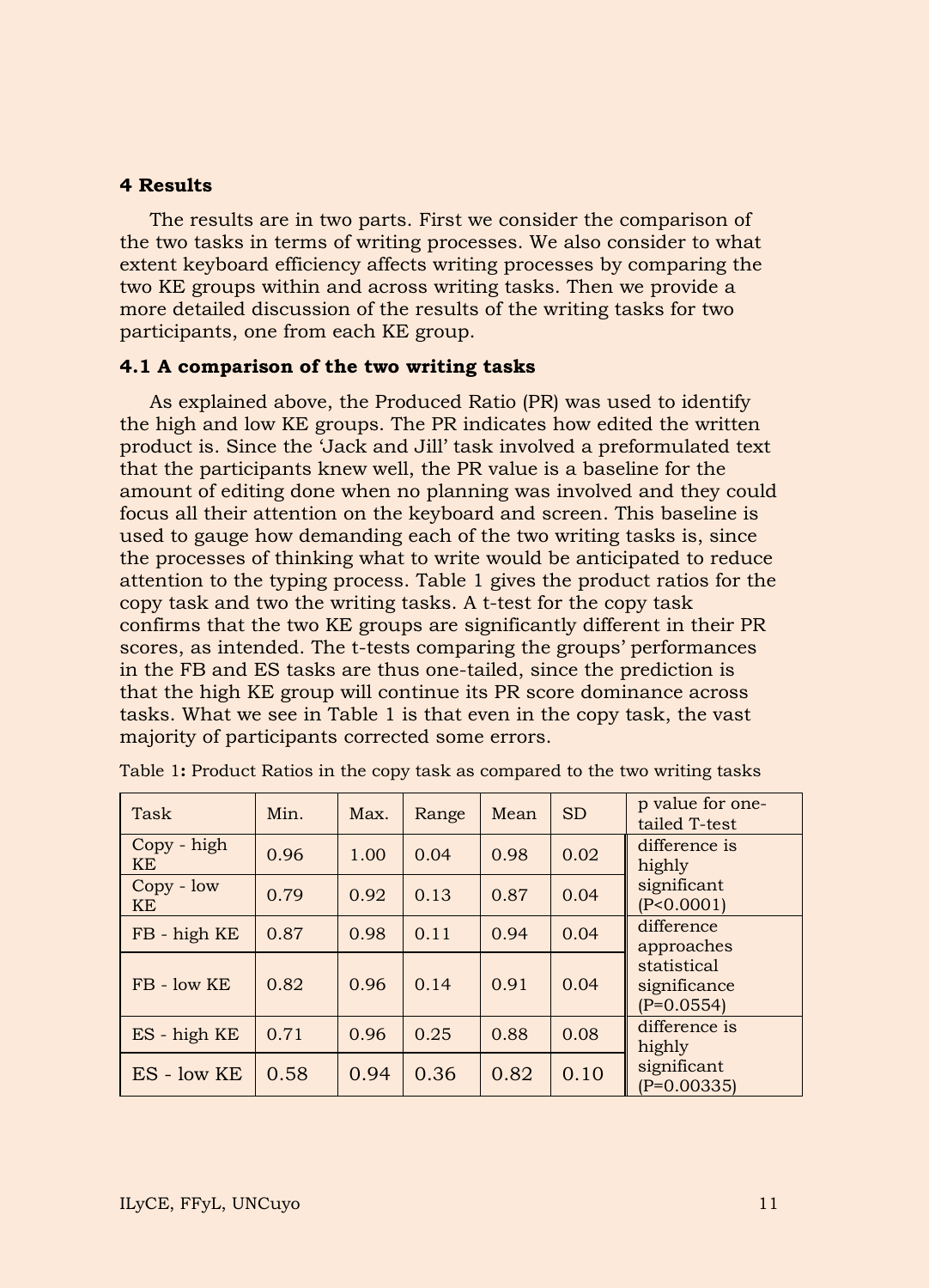## 4 Results

The results are in two parts. First we consider the comparison of the two tasks in terms of writing processes. We also consider to what extent keyboard efficiency affects writing processes by comparing the two KE groups within and across writing tasks. Then we provide a more detailed discussion of the results of the writing tasks for two participants, one from each KE group.

### 4.1 A comparison of the two writing tasks

As explained above, the Produced Ratio (PR) was used to identify the high and low KE groups. The PR indicates how edited the written product is. Since the 'Jack and Jill' task involved a preformulated text that the participants knew well, the PR value is a baseline for the amount of editing done when no planning was involved and they could focus all their attention on the keyboard and screen. This baseline is used to gauge how demanding each of the two writing tasks is, since the processes of thinking what to write would be anticipated to reduce attention to the typing process. Table 1 gives the product ratios for the copy task and two the writing tasks. A t-test for the copy task confirms that the two KE groups are significantly different in their PR scores, as intended. The t-tests comparing the groups' performances in the FB and ES tasks are thus one-tailed, since the prediction is that the high KE group will continue its PR score dominance across tasks. What we see in Table 1 is that even in the copy task, the vast majority of participants corrected some errors.

Table 1**:** Product Ratios in the copy task as compared to the two writing tasks

| Task | Min. | Max. | Range | Mean | SD | p value for one-tailed T-test |
|---|---|---|---|---|---|---|
| Copy - high KE | 0.96 | 1.00 | 0.04 | 0.98 | 0.02 | difference is highly significant (P<0.0001) |
| Copy - low KE | 0.79 | 0.92 | 0.13 | 0.87 | 0.04 | |
| FB - high KE | 0.87 | 0.98 | 0.11 | 0.94 | 0.04 | difference approaches statistical significance (P=0.0554) |
| FB - low KE | 0.82 | 0.96 | 0.14 | 0.91 | 0.04 | |
| ES - high KE | 0.71 | 0.96 | 0.25 | 0.88 | 0.08 | difference is highly significant (P=0.00335) |
| ES - low KE | 0.58 | 0.94 | 0.36 | 0.82 | 0.10 | |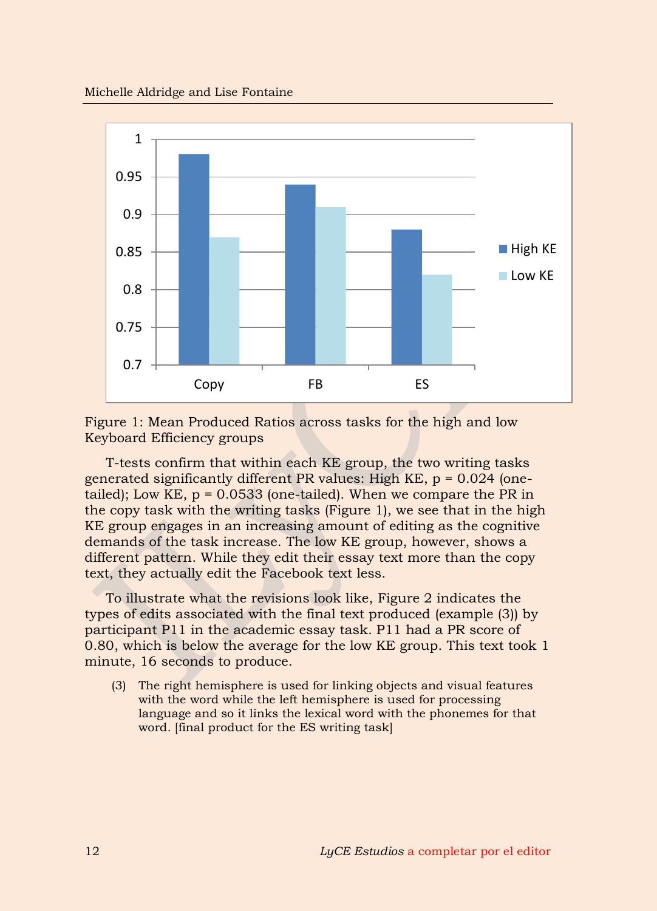Figure 1: Mean Produced Ratios across tasks for the high and low Keyboard Efficiency groups

T-tests confirm that within each KE group, the two writing tasks generated significantly different PR values: High KE, $p = 0.024$ (one-tailed); Low KE, $p = 0.0533$ (one-tailed). When we compare the PR in the copy task with the writing tasks (Figure 1), we see that in the high KE group engages in an increasing amount of editing as the cognitive demands of the task increase. The low KE group, however, shows a different pattern. While they edit their essay text more than the copy text, they actually edit the Facebook text less.

To illustrate what the revisions look like, Figure 2 indicates the types of edits associated with the final text produced (example (3)) by participant P11 in the academic essay task. P11 had a PR score of 0.80, which is below the average for the low KE group. This text took 1 minute, 16 seconds to produce.

(3) The right hemisphere is used for linking objects and visual features with the word while the left hemisphere is used for processing language and so it links the lexical word with the phonemes for that word. [final product for the ES writing task]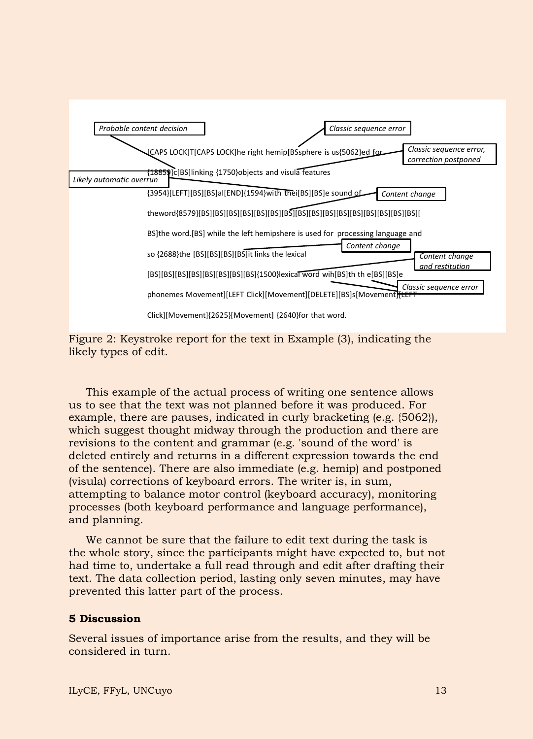Probable content decision

Classic sequence error

Classic sequence error, correction postponed

Likely automatic overrun

Content change

Content change

Content change and restitution

Classic sequence error

```
[CAPS LOCK]T[CAPS LOCK]he right hemip[BS]sphere is us{5062}ed for
{18859}c[BS]linking {1750}objects and visula features
{3954}[LEFT][BS][BS]al[END]{1594}with thei[BS][BS]e sound of
theword{8579}[BS][BS][BS][BS][BS][BS][BS][BS][BS][BS][BS][BS][BS][BS][BS][BS][BS][BS][
BS]the word.[BS] while the left hemipshere is used for  processing language and
so {2688}the [BS][BS][BS][BS]it links the lexical
[BS][BS][BS][BS][BS][BS][BS][BS]{1500}lexical word wih[BS]th th e[BS][BS]e
phonemes Movement][LEFT Click][Movement][DELETE][BS]s[Movement][LEFT
Click][Movement]{2625}[Movement] {2640}for that word.
```

Figure 2: Keystroke report for the text in Example (3), indicating the likely types of edit.

This example of the actual process of writing one sentence allows us to see that the text was not planned before it was produced. For example, there are pauses, indicated in curly bracketing (e.g. {5062}), which suggest thought midway through the production and there are revisions to the content and grammar (e.g. 'sound of the word' is deleted entirely and returns in a different expression towards the end of the sentence). There are also immediate (e.g. hemip) and postponed (visula) corrections of keyboard errors. The writer is, in sum, attempting to balance motor control (keyboard accuracy), monitoring processes (both keyboard performance and language performance), and planning.

We cannot be sure that the failure to edit text during the task is the whole story, since the participants might have expected to, but not had time to, undertake a full read through and edit after drafting their text. The data collection period, lasting only seven minutes, may have prevented this latter part of the process.

## 5 Discussion

Several issues of importance arise from the results, and they will be considered in turn.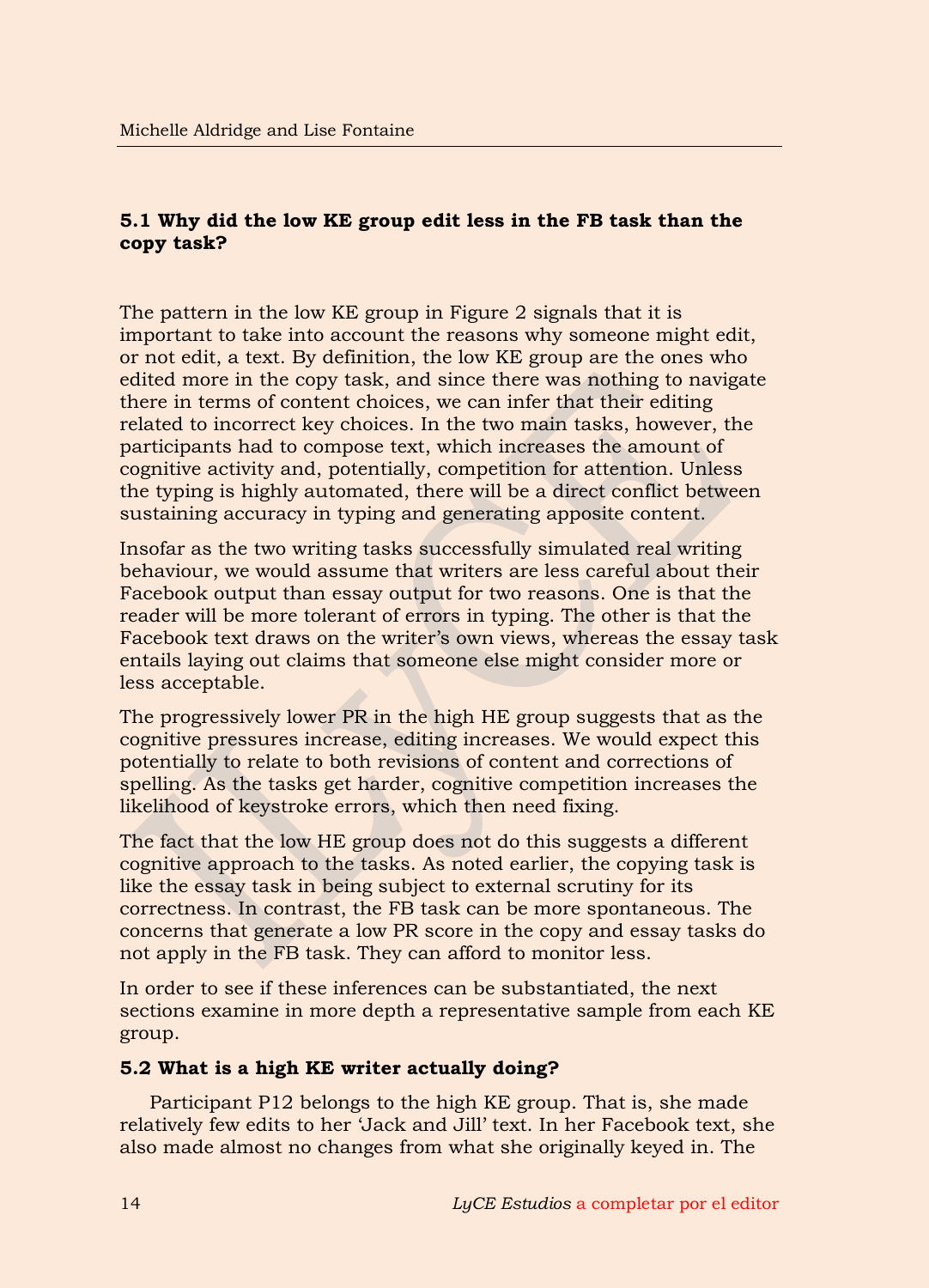### 5.1 Why did the low KE group edit less in the FB task than the copy task?

The pattern in the low KE group in Figure 2 signals that it is important to take into account the reasons why someone might edit, or not edit, a text. By definition, the low KE group are the ones who edited more in the copy task, and since there was nothing to navigate there in terms of content choices, we can infer that their editing related to incorrect key choices. In the two main tasks, however, the participants had to compose text, which increases the amount of cognitive activity and, potentially, competition for attention. Unless the typing is highly automated, there will be a direct conflict between sustaining accuracy in typing and generating apposite content.

Insofar as the two writing tasks successfully simulated real writing behaviour, we would assume that writers are less careful about their Facebook output than essay output for two reasons. One is that the reader will be more tolerant of errors in typing. The other is that the Facebook text draws on the writer's own views, whereas the essay task entails laying out claims that someone else might consider more or less acceptable.

The progressively lower PR in the high HE group suggests that as the cognitive pressures increase, editing increases. We would expect this potentially to relate to both revisions of content and corrections of spelling. As the tasks get harder, cognitive competition increases the likelihood of keystroke errors, which then need fixing.

The fact that the low HE group does not do this suggests a different cognitive approach to the tasks. As noted earlier, the copying task is like the essay task in being subject to external scrutiny for its correctness. In contrast, the FB task can be more spontaneous. The concerns that generate a low PR score in the copy and essay tasks do not apply in the FB task. They can afford to monitor less.

In order to see if these inferences can be substantiated, the next sections examine in more depth a representative sample from each KE group.

### 5.2 What is a high KE writer actually doing?

Participant P12 belongs to the high KE group. That is, she made relatively few edits to her 'Jack and Jill' text. In her Facebook text, she also made almost no changes from what she originally keyed in. The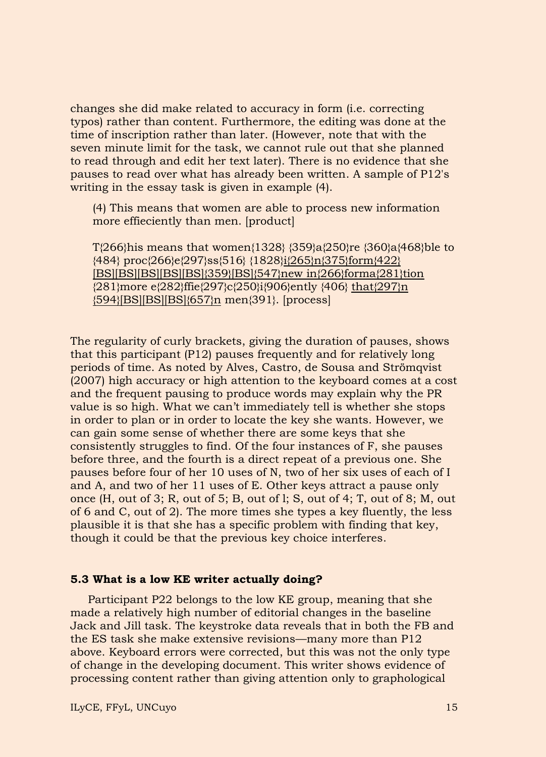changes she did make related to accuracy in form (i.e. correcting typos) rather than content. Furthermore, the editing was done at the time of inscription rather than later. (However, note that with the seven minute limit for the task, we cannot rule out that she planned to read through and edit her text later). There is no evidence that she pauses to read over what has already been written. A sample of P12's writing in the essay task is given in example (4).

> (4) This means that women are able to process new information more effieciently than men. [product]
>
> T{266}his means that women{1328} {359}a{250}re {360}a{468}ble to {484} proc{266}e{297}ss{516} {1828}<u>i{265}n{375}form{422}[BS][BS][BS][BS][BS]{359}[BS]{547}new in{266}forma{281}tion</u> {281}more e{282}ffie{297}c{250}i{906}ently {406} <u>that{297}n {594}[BS][BS][BS]{657}n</u> men{391}. [process]

The regularity of curly brackets, giving the duration of pauses, shows that this participant (P12) pauses frequently and for relatively long periods of time. As noted by Alves, Castro, de Sousa and Strömqvist (2007) high accuracy or high attention to the keyboard comes at a cost and the frequent pausing to produce words may explain why the PR value is so high. What we can't immediately tell is whether she stops in order to plan or in order to locate the key she wants. However, we can gain some sense of whether there are some keys that she consistently struggles to find. Of the four instances of F, she pauses before three, and the fourth is a direct repeat of a previous one. She pauses before four of her 10 uses of N, two of her six uses of each of I and A, and two of her 11 uses of E. Other keys attract a pause only once (H, out of 3; R, out of 5; B, out of l; S, out of 4; T, out of 8; M, out of 6 and C, out of 2). The more times she types a key fluently, the less plausible it is that she has a specific problem with finding that key, though it could be that the previous key choice interferes.

### 5.3 What is a low KE writer actually doing?

Participant P22 belongs to the low KE group, meaning that she made a relatively high number of editorial changes in the baseline Jack and Jill task. The keystroke data reveals that in both the FB and the ES task she make extensive revisions—many more than P12 above. Keyboard errors were corrected, but this was not the only type of change in the developing document. This writer shows evidence of processing content rather than giving attention only to graphological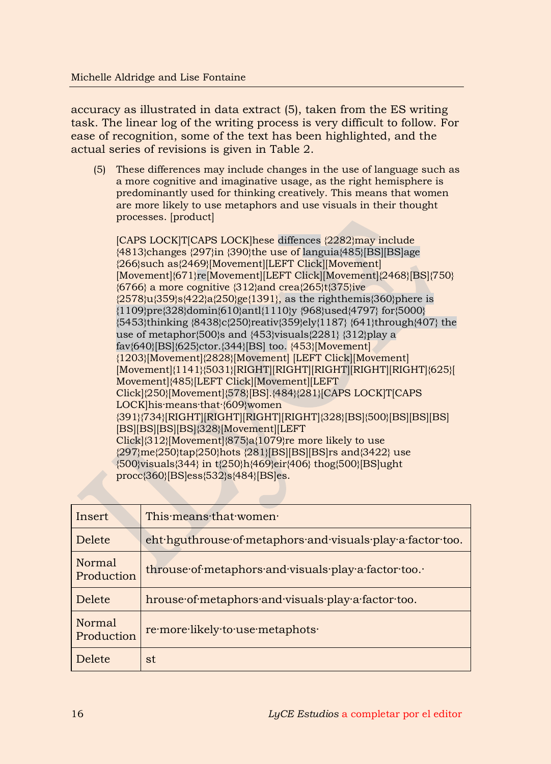accuracy as illustrated in data extract (5), taken from the ES writing task. The linear log of the writing process is very difficult to follow. For ease of recognition, some of the text has been highlighted, and the actual series of revisions is given in Table 2.

(5) These differences may include changes in the use of language such as a more cognitive and imaginative usage, as the right hemisphere is predominantly used for thinking creatively. This means that women are more likely to use metaphors and use visuals in their thought processes. [product]

[CAPS LOCK]T[CAPS LOCK]hese diffences {2282}may include {4813}changes {297}in {390}the use of languia{485}[BS][BS]age {266}such as{2469}[Movement][LEFT Click][Movement][Movement]{671}re[Movement][LEFT Click][Movement]{2468}[BS]{750}{6766} a more cognitive {312}and crea{265}t{375}ive {2578}u{359}s{422}a{250}ge{1391}, as the righthemis{360}phere is {1109}pre{328}domin{610}antl{1110}y {968}used{4797} for{5000}{5453}thinking {8438}c{250}reativ{359}ely{1187} {641}through{407} the use of metaphor{500}s and {453}visuals{2281} {312}play a fav{640}[BS]{625}ctor.{344}[BS] too. {453}[Movement]{1203}[Movement]{2828}[Movement] [LEFT Click][Movement][Movement]{1141}{5031}[RIGHT][RIGHT][RIGHT][RIGHT][RIGHT]{625}[Movement]{485}[LEFT Click][Movement][LEFT Click]{250}[Movement]{578}[BS].{484}{281}[CAPS LOCK]T[CAPS LOCK]his·means·that·{609}women {391}{734}[RIGHT][RIGHT][RIGHT][RIGHT]{328}[BS]{500}[BS][BS][BS][BS][BS][BS][BS]{328}[Movement][LEFT Click]{312}[Movement]{875}a{1079}re more likely to use {297}me{250}tap{250}hots {281}[BS][BS][BS]rs and{3422} use {500}visuals{344} in t{250}h{469}eir{406} thog{500}[BS]ught procc{360}[BS]ess{532}s{484}[BS]es.

| Insert | This·means·that·women· |
|---|---|
| Delete | eht·hguthrouse·of·metaphors·and·visuals·play·a·factor·too. |
| Normal Production | throuse·of·metaphors·and·visuals·play·a·factor·too.· |
| Delete | hrouse·of·metaphors·and·visuals·play·a·factor·too. |
| Normal Production | re·more·likely·to·use·metaphots· |
| Delete | st |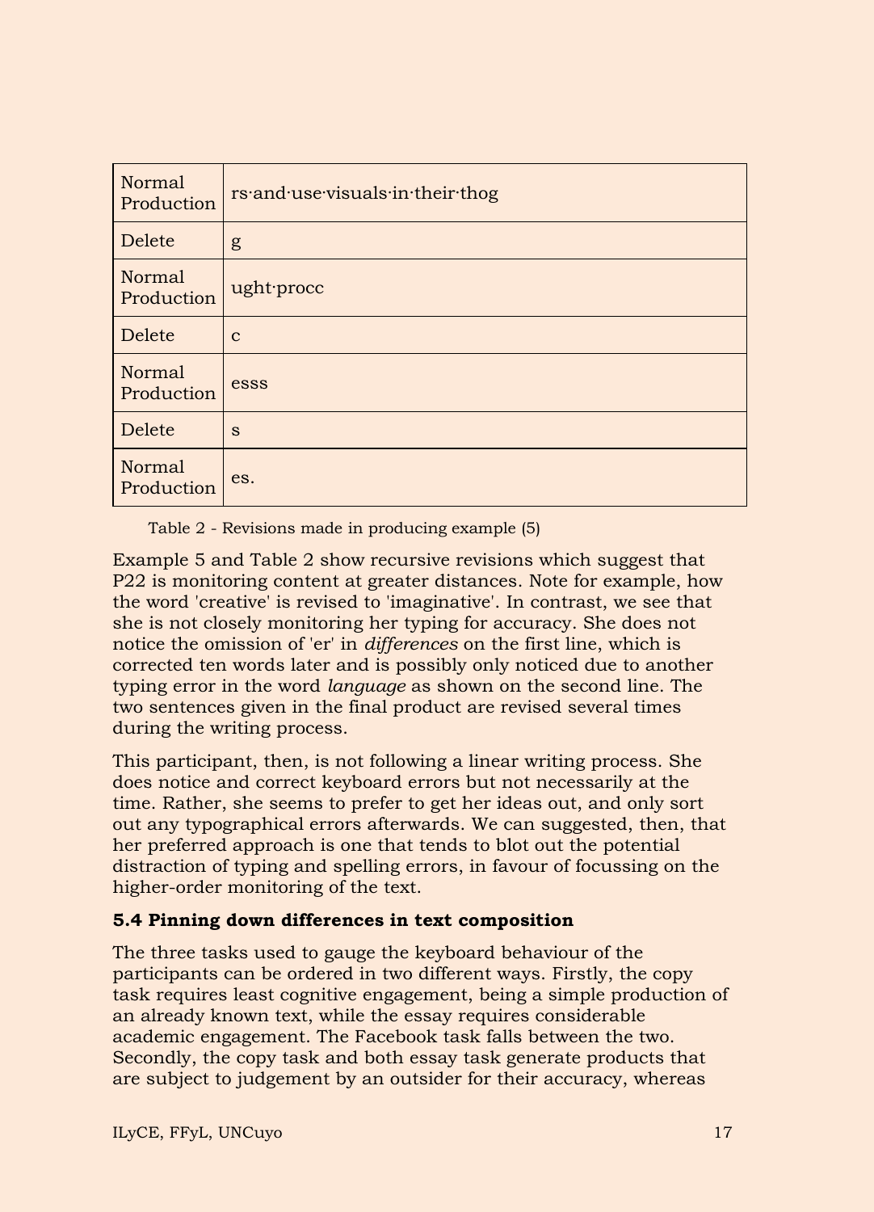| Normal Production | rs·and·use·visuals·in·their·thog |
|---|---|
| Delete | g |
| Normal Production | ught·procc |
| Delete | c |
| Normal Production | esss |
| Delete | s |
| Normal Production | es. |

Table 2 - Revisions made in producing example (5)

Example 5 and Table 2 show recursive revisions which suggest that P22 is monitoring content at greater distances. Note for example, how the word 'creative' is revised to 'imaginative'. In contrast, we see that she is not closely monitoring her typing for accuracy. She does not notice the omission of 'er' in *differences* on the first line, which is corrected ten words later and is possibly only noticed due to another typing error in the word *language* as shown on the second line. The two sentences given in the final product are revised several times during the writing process.

This participant, then, is not following a linear writing process. She does notice and correct keyboard errors but not necessarily at the time. Rather, she seems to prefer to get her ideas out, and only sort out any typographical errors afterwards. We can suggested, then, that her preferred approach is one that tends to blot out the potential distraction of typing and spelling errors, in favour of focussing on the higher-order monitoring of the text.

**5.4 Pinning down differences in text composition**

The three tasks used to gauge the keyboard behaviour of the participants can be ordered in two different ways. Firstly, the copy task requires least cognitive engagement, being a simple production of an already known text, while the essay requires considerable academic engagement. The Facebook task falls between the two. Secondly, the copy task and both essay task generate products that are subject to judgement by an outsider for their accuracy, whereas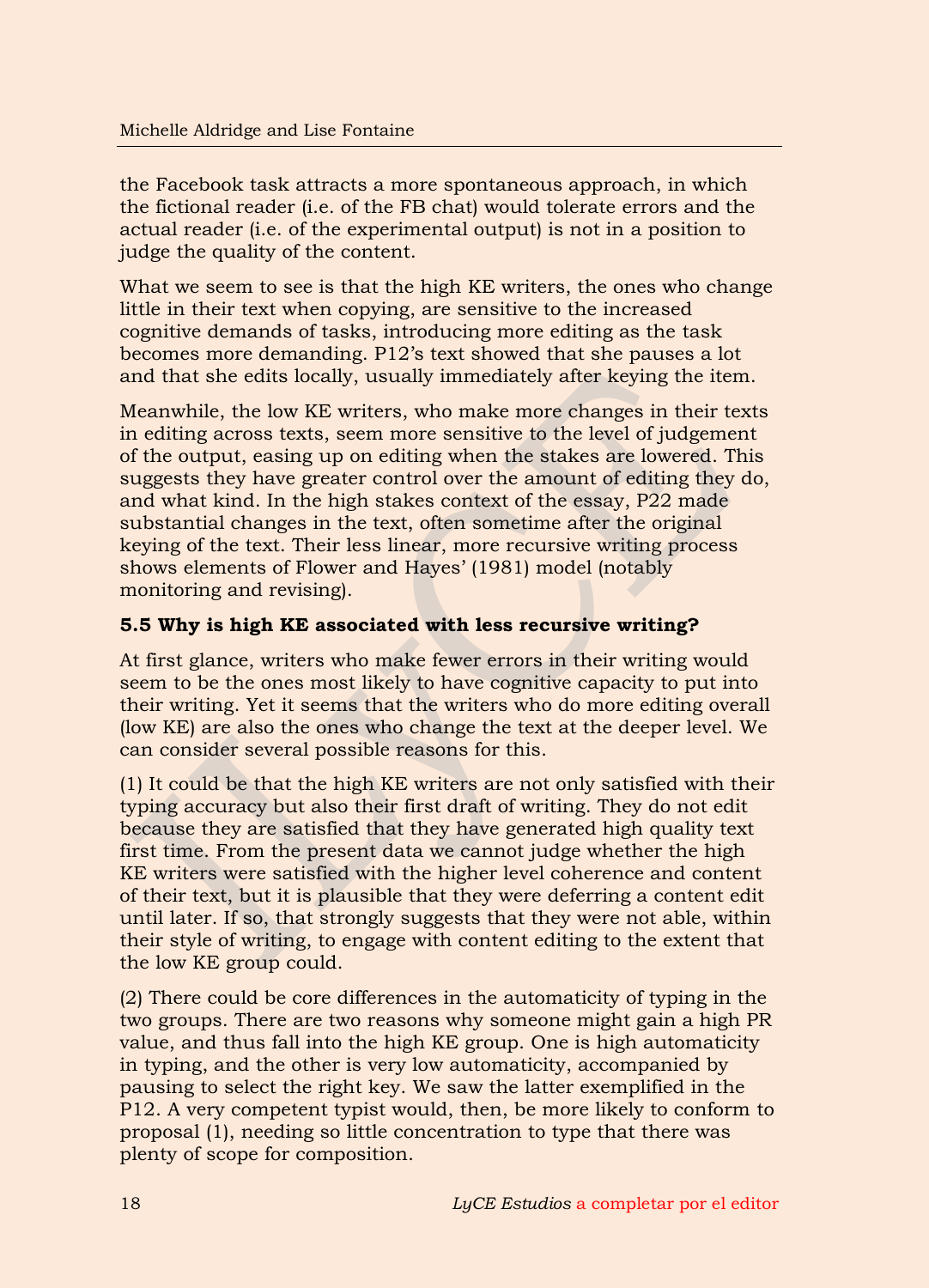the Facebook task attracts a more spontaneous approach, in which the fictional reader (i.e. of the FB chat) would tolerate errors and the actual reader (i.e. of the experimental output) is not in a position to judge the quality of the content.

What we seem to see is that the high KE writers, the ones who change little in their text when copying, are sensitive to the increased cognitive demands of tasks, introducing more editing as the task becomes more demanding. P12's text showed that she pauses a lot and that she edits locally, usually immediately after keying the item.

Meanwhile, the low KE writers, who make more changes in their texts in editing across texts, seem more sensitive to the level of judgement of the output, easing up on editing when the stakes are lowered. This suggests they have greater control over the amount of editing they do, and what kind. In the high stakes context of the essay, P22 made substantial changes in the text, often sometime after the original keying of the text. Their less linear, more recursive writing process shows elements of Flower and Hayes' (1981) model (notably monitoring and revising).

### 5.5 Why is high KE associated with less recursive writing?

At first glance, writers who make fewer errors in their writing would seem to be the ones most likely to have cognitive capacity to put into their writing. Yet it seems that the writers who do more editing overall (low KE) are also the ones who change the text at the deeper level. We can consider several possible reasons for this.

(1) It could be that the high KE writers are not only satisfied with their typing accuracy but also their first draft of writing. They do not edit because they are satisfied that they have generated high quality text first time. From the present data we cannot judge whether the high KE writers were satisfied with the higher level coherence and content of their text, but it is plausible that they were deferring a content edit until later. If so, that strongly suggests that they were not able, within their style of writing, to engage with content editing to the extent that the low KE group could.

(2) There could be core differences in the automaticity of typing in the two groups. There are two reasons why someone might gain a high PR value, and thus fall into the high KE group. One is high automaticity in typing, and the other is very low automaticity, accompanied by pausing to select the right key. We saw the latter exemplified in the P12. A very competent typist would, then, be more likely to conform to proposal (1), needing so little concentration to type that there was plenty of scope for composition.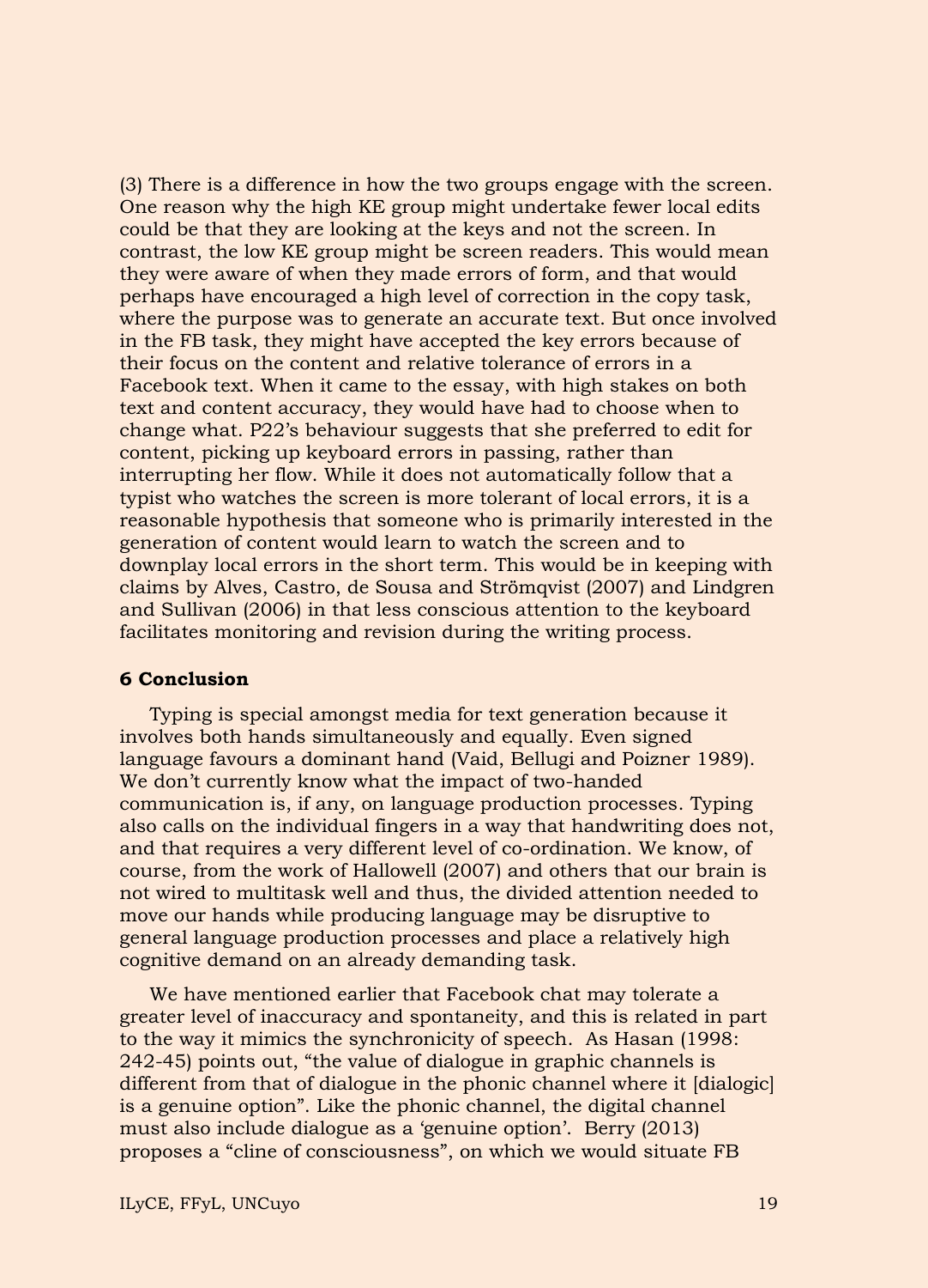(3) There is a difference in how the two groups engage with the screen. One reason why the high KE group might undertake fewer local edits could be that they are looking at the keys and not the screen. In contrast, the low KE group might be screen readers. This would mean they were aware of when they made errors of form, and that would perhaps have encouraged a high level of correction in the copy task, where the purpose was to generate an accurate text. But once involved in the FB task, they might have accepted the key errors because of their focus on the content and relative tolerance of errors in a Facebook text. When it came to the essay, with high stakes on both text and content accuracy, they would have had to choose when to change what. P22's behaviour suggests that she preferred to edit for content, picking up keyboard errors in passing, rather than interrupting her flow. While it does not automatically follow that a typist who watches the screen is more tolerant of local errors, it is a reasonable hypothesis that someone who is primarily interested in the generation of content would learn to watch the screen and to downplay local errors in the short term. This would be in keeping with claims by Alves, Castro, de Sousa and Strömqvist (2007) and Lindgren and Sullivan (2006) in that less conscious attention to the keyboard facilitates monitoring and revision during the writing process.

## 6 Conclusion

Typing is special amongst media for text generation because it involves both hands simultaneously and equally. Even signed language favours a dominant hand (Vaid, Bellugi and Poizner 1989). We don't currently know what the impact of two-handed communication is, if any, on language production processes. Typing also calls on the individual fingers in a way that handwriting does not, and that requires a very different level of co-ordination. We know, of course, from the work of Hallowell (2007) and others that our brain is not wired to multitask well and thus, the divided attention needed to move our hands while producing language may be disruptive to general language production processes and place a relatively high cognitive demand on an already demanding task.

We have mentioned earlier that Facebook chat may tolerate a greater level of inaccuracy and spontaneity, and this is related in part to the way it mimics the synchronicity of speech. As Hasan (1998: 242-45) points out, "the value of dialogue in graphic channels is different from that of dialogue in the phonic channel where it [dialogic] is a genuine option". Like the phonic channel, the digital channel must also include dialogue as a 'genuine option'. Berry (2013) proposes a "cline of consciousness", on which we would situate FB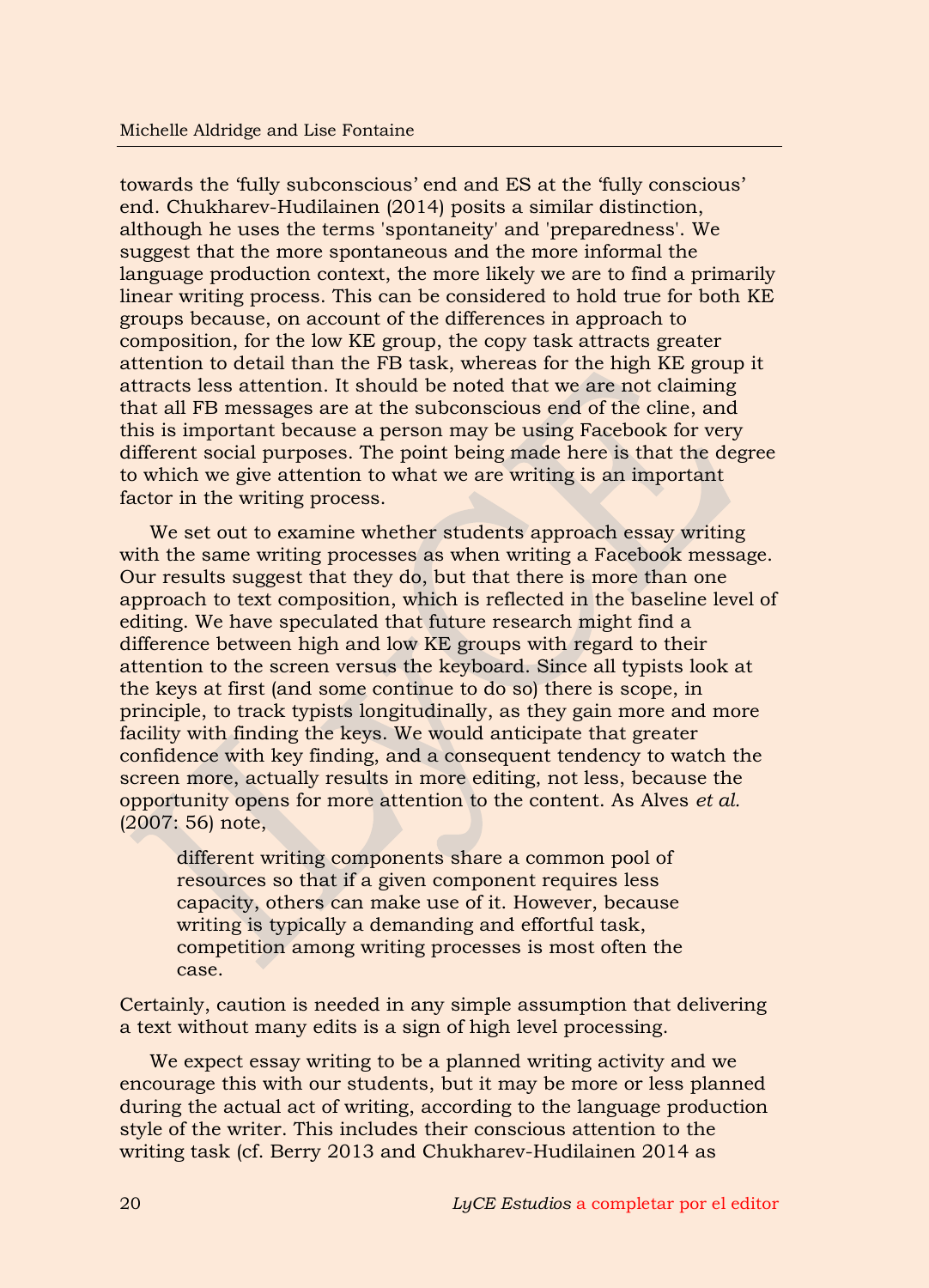towards the 'fully subconscious' end and ES at the 'fully conscious' end. Chukharev-Hudilainen (2014) posits a similar distinction, although he uses the terms 'spontaneity' and 'preparedness'. We suggest that the more spontaneous and the more informal the language production context, the more likely we are to find a primarily linear writing process. This can be considered to hold true for both KE groups because, on account of the differences in approach to composition, for the low KE group, the copy task attracts greater attention to detail than the FB task, whereas for the high KE group it attracts less attention. It should be noted that we are not claiming that all FB messages are at the subconscious end of the cline, and this is important because a person may be using Facebook for very different social purposes. The point being made here is that the degree to which we give attention to what we are writing is an important factor in the writing process.

We set out to examine whether students approach essay writing with the same writing processes as when writing a Facebook message. Our results suggest that they do, but that there is more than one approach to text composition, which is reflected in the baseline level of editing. We have speculated that future research might find a difference between high and low KE groups with regard to their attention to the screen versus the keyboard. Since all typists look at the keys at first (and some continue to do so) there is scope, in principle, to track typists longitudinally, as they gain more and more facility with finding the keys. We would anticipate that greater confidence with key finding, and a consequent tendency to watch the screen more, actually results in more editing, not less, because the opportunity opens for more attention to the content. As Alves *et al.* (2007: 56) note,

> different writing components share a common pool of resources so that if a given component requires less capacity, others can make use of it. However, because writing is typically a demanding and effortful task, competition among writing processes is most often the case.

Certainly, caution is needed in any simple assumption that delivering a text without many edits is a sign of high level processing.

We expect essay writing to be a planned writing activity and we encourage this with our students, but it may be more or less planned during the actual act of writing, according to the language production style of the writer. This includes their conscious attention to the writing task (cf. Berry 2013 and Chukharev-Hudilainen 2014 as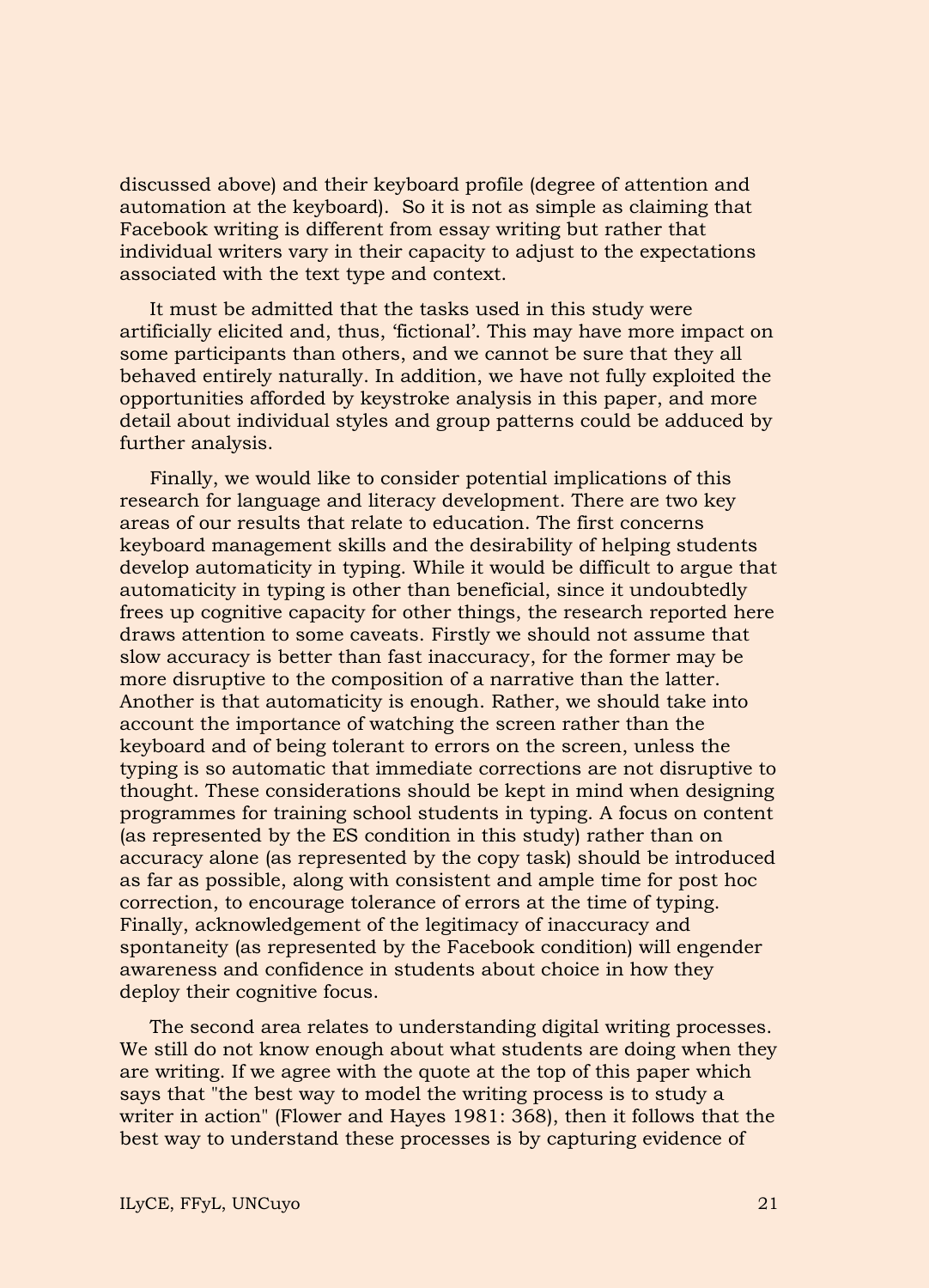discussed above) and their keyboard profile (degree of attention and automation at the keyboard). So it is not as simple as claiming that Facebook writing is different from essay writing but rather that individual writers vary in their capacity to adjust to the expectations associated with the text type and context.

It must be admitted that the tasks used in this study were artificially elicited and, thus, 'fictional'. This may have more impact on some participants than others, and we cannot be sure that they all behaved entirely naturally. In addition, we have not fully exploited the opportunities afforded by keystroke analysis in this paper, and more detail about individual styles and group patterns could be adduced by further analysis.

Finally, we would like to consider potential implications of this research for language and literacy development. There are two key areas of our results that relate to education. The first concerns keyboard management skills and the desirability of helping students develop automaticity in typing. While it would be difficult to argue that automaticity in typing is other than beneficial, since it undoubtedly frees up cognitive capacity for other things, the research reported here draws attention to some caveats. Firstly we should not assume that slow accuracy is better than fast inaccuracy, for the former may be more disruptive to the composition of a narrative than the latter. Another is that automaticity is enough. Rather, we should take into account the importance of watching the screen rather than the keyboard and of being tolerant to errors on the screen, unless the typing is so automatic that immediate corrections are not disruptive to thought. These considerations should be kept in mind when designing programmes for training school students in typing. A focus on content (as represented by the ES condition in this study) rather than on accuracy alone (as represented by the copy task) should be introduced as far as possible, along with consistent and ample time for post hoc correction, to encourage tolerance of errors at the time of typing. Finally, acknowledgement of the legitimacy of inaccuracy and spontaneity (as represented by the Facebook condition) will engender awareness and confidence in students about choice in how they deploy their cognitive focus.

The second area relates to understanding digital writing processes. We still do not know enough about what students are doing when they are writing. If we agree with the quote at the top of this paper which says that "the best way to model the writing process is to study a writer in action" (Flower and Hayes 1981: 368), then it follows that the best way to understand these processes is by capturing evidence of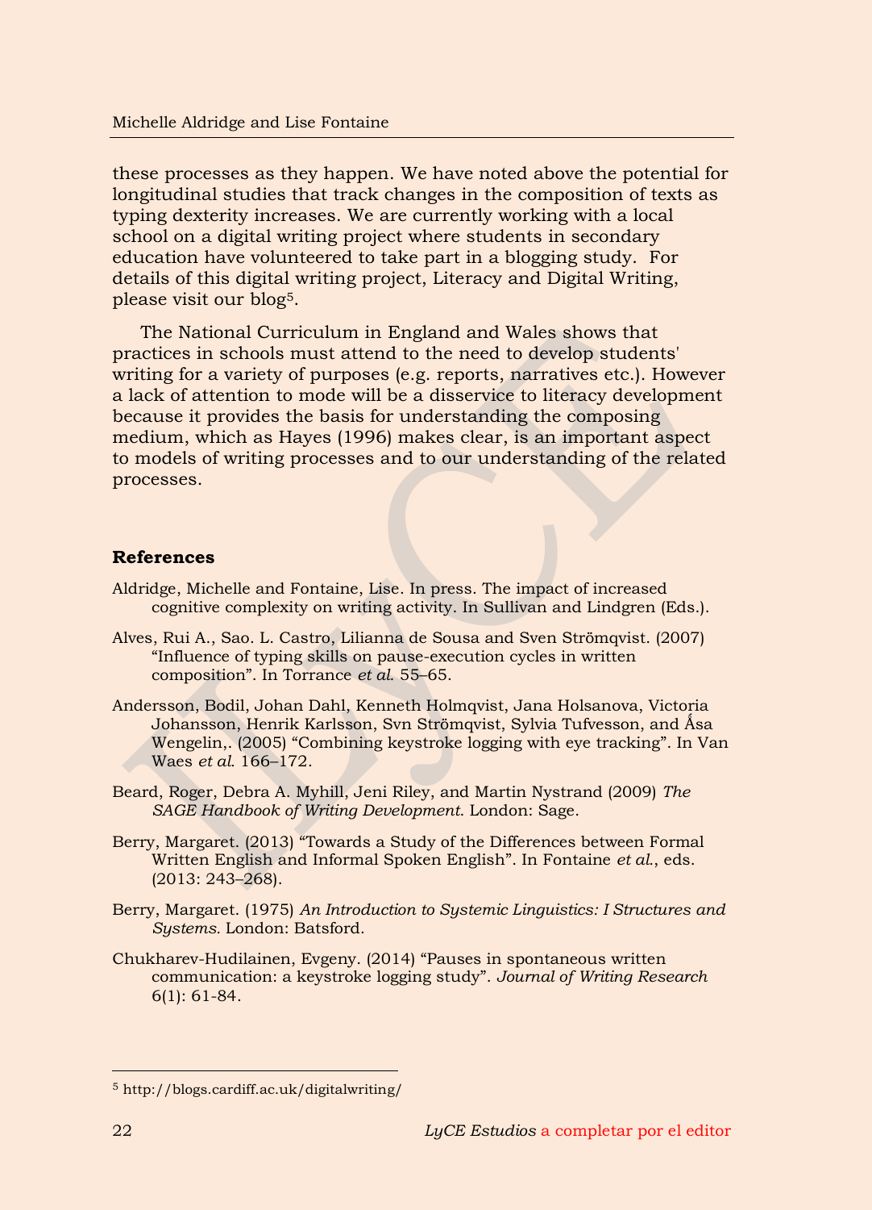these processes as they happen. We have noted above the potential for longitudinal studies that track changes in the composition of texts as typing dexterity increases. We are currently working with a local school on a digital writing project where students in secondary education have volunteered to take part in a blogging study. For details of this digital writing project, Literacy and Digital Writing, please visit our blog[5].

The National Curriculum in England and Wales shows that practices in schools must attend to the need to develop students' writing for a variety of purposes (e.g. reports, narratives etc.). However a lack of attention to mode will be a disservice to literacy development because it provides the basis for understanding the composing medium, which as Hayes (1996) makes clear, is an important aspect to models of writing processes and to our understanding of the related processes.

## References

Aldridge, Michelle and Fontaine, Lise. In press. The impact of increased cognitive complexity on writing activity. In Sullivan and Lindgren (Eds.).

Alves, Rui A., Sao. L. Castro, Lilianna de Sousa and Sven Strömqvist. (2007) "Influence of typing skills on pause-execution cycles in written composition". In Torrance *et al.* 55–65.

Andersson, Bodil, Johan Dahl, Kenneth Holmqvist, Jana Holsanova, Victoria Johansson, Henrik Karlsson, Svn Strömqvist, Sylvia Tufvesson, and Åsa Wengelin,. (2005) "Combining keystroke logging with eye tracking". In Van Waes *et al.* 166–172.

Beard, Roger, Debra A. Myhill, Jeni Riley, and Martin Nystrand (2009) *The SAGE Handbook of Writing Development*. London: Sage.

Berry, Margaret. (2013) "Towards a Study of the Differences between Formal Written English and Informal Spoken English". In Fontaine *et al.*, eds. (2013: 243–268).

Berry, Margaret. (1975) *An Introduction to Systemic Linguistics: I Structures and Systems.* London: Batsford.

Chukharev-Hudilainen, Evgeny. (2014) "Pauses in spontaneous written communication: a keystroke logging study". *Journal of Writing Research* 6(1): 61-84.

[5] http://blogs.cardiff.ac.uk/digitalwriting/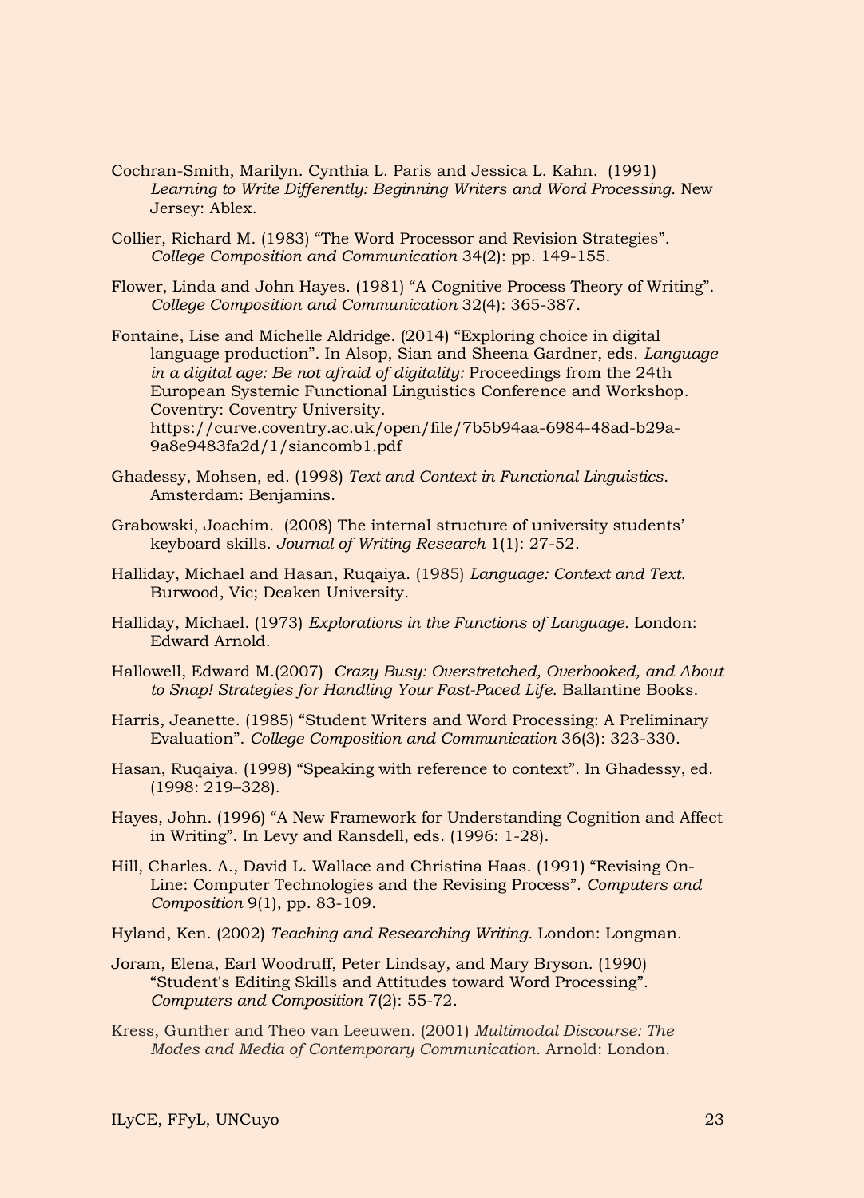Cochran-Smith, Marilyn. Cynthia L. Paris and Jessica L. Kahn. (1991) *Learning to Write Differently: Beginning Writers and Word Processing*. New Jersey: Ablex.

Collier, Richard M. (1983) "The Word Processor and Revision Strategies". *College Composition and Communication* 34(2): pp. 149-155.

Flower, Linda and John Hayes. (1981) "A Cognitive Process Theory of Writing". *College Composition and Communication* 32(4): 365-387.

Fontaine, Lise and Michelle Aldridge. (2014) "Exploring choice in digital language production". In Alsop, Sian and Sheena Gardner, eds. *Language in a digital age: Be not afraid of digitality:* Proceedings from the 24th European Systemic Functional Linguistics Conference and Workshop. Coventry: Coventry University. https://curve.coventry.ac.uk/open/file/7b5b94aa-6984-48ad-b29a-9a8e9483fa2d/1/siancomb1.pdf

Ghadessy, Mohsen, ed. (1998) *Text and Context in Functional Linguistics*. Amsterdam: Benjamins.

Grabowski, Joachim. (2008) The internal structure of university students' keyboard skills. *Journal of Writing Research* 1(1): 27-52.

Halliday, Michael and Hasan, Ruqaiya. (1985) *Language: Context and Text*. Burwood, Vic; Deaken University.

Halliday, Michael. (1973) *Explorations in the Functions of Language*. London: Edward Arnold.

Hallowell, Edward M.(2007) *Crazy Busy: Overstretched, Overbooked, and About to Snap! Strategies for Handling Your Fast-Paced Life*. Ballantine Books.

Harris, Jeanette. (1985) "Student Writers and Word Processing: A Preliminary Evaluation". *College Composition and Communication* 36(3): 323-330.

Hasan, Ruqaiya. (1998) "Speaking with reference to context". In Ghadessy, ed. (1998: 219–328).

Hayes, John. (1996) "A New Framework for Understanding Cognition and Affect in Writing". In Levy and Ransdell, eds. (1996: 1-28).

Hill, Charles. A., David L. Wallace and Christina Haas. (1991) "Revising On-Line: Computer Technologies and the Revising Process". *Computers and Composition* 9(1), pp. 83-109.

Hyland, Ken. (2002) *Teaching and Researching Writing*. London: Longman.

Joram, Elena, Earl Woodruff, Peter Lindsay, and Mary Bryson. (1990) "Student's Editing Skills and Attitudes toward Word Processing". *Computers and Composition* 7(2): 55-72.

Kress, Gunther and Theo van Leeuwen. (2001) *Multimodal Discourse: The Modes and Media of Contemporary Communication*. Arnold: London.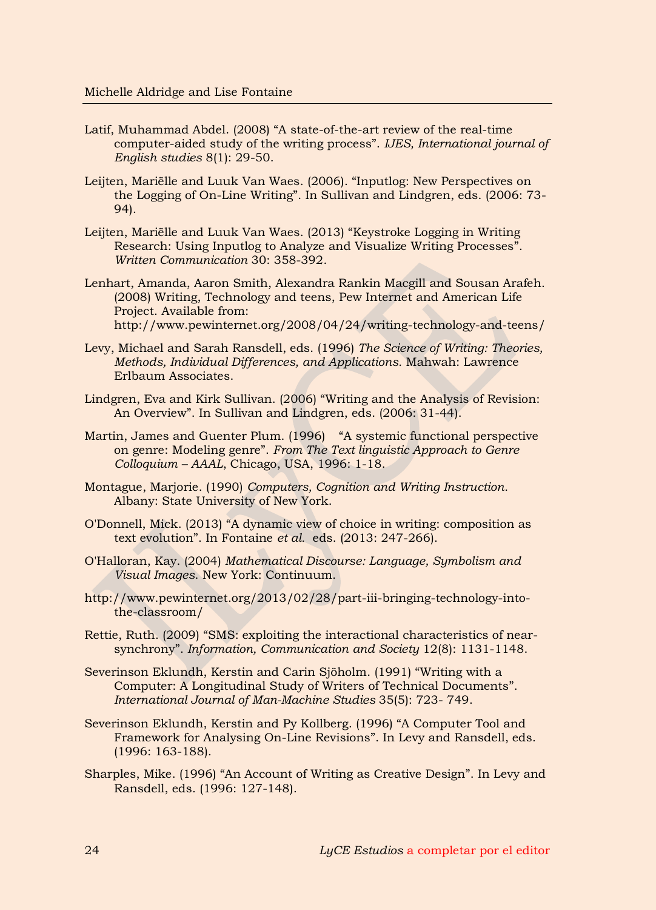Latif, Muhammad Abdel. (2008) “A state-of-the-art review of the real-time computer-aided study of the writing process”. *IJES, International journal of English studies* 8(1): 29-50.

Leijten, Mariëlle and Luuk Van Waes. (2006). “Inputlog: New Perspectives on the Logging of On-Line Writing”. In Sullivan and Lindgren, eds. (2006: 73-94).

Leijten, Mariëlle and Luuk Van Waes. (2013) “Keystroke Logging in Writing Research: Using Inputlog to Analyze and Visualize Writing Processes”. *Written Communication* 30: 358-392.

Lenhart, Amanda, Aaron Smith, Alexandra Rankin Macgill and Sousan Arafeh. (2008) Writing, Technology and teens, Pew Internet and American Life Project. Available from: http://www.pewinternet.org/2008/04/24/writing-technology-and-teens/

Levy, Michael and Sarah Ransdell, eds. (1996) *The Science of Writing: Theories, Methods, Individual Differences, and Applications.* Mahwah: Lawrence Erlbaum Associates.

Lindgren, Eva and Kirk Sullivan. (2006) “Writing and the Analysis of Revision: An Overview”. In Sullivan and Lindgren, eds. (2006: 31-44).

Martin, James and Guenter Plum. (1996) “A systemic functional perspective on genre: Modeling genre”. *From The Text linguistic Approach to Genre Colloquium – AAAL*, Chicago, USA, 1996: 1-18.

Montague, Marjorie. (1990) *Computers, Cognition and Writing Instruction.* Albany: State University of New York.

O'Donnell, Mick. (2013) “A dynamic view of choice in writing: composition as text evolution”. In Fontaine *et al.* eds. (2013: 247-266).

O'Halloran, Kay. (2004) *Mathematical Discourse: Language, Symbolism and Visual Images.* New York: Continuum.

http://www.pewinternet.org/2013/02/28/part-iii-bringing-technology-into-the-classroom/

Rettie, Ruth. (2009) “SMS: exploiting the interactional characteristics of near-synchrony”. *Information, Communication and Society* 12(8): 1131-1148.

Severinson Eklundh, Kerstin and Carin Sjöholm. (1991) “Writing with a Computer: A Longitudinal Study of Writers of Technical Documents”. *International Journal of Man-Machine Studies* 35(5): 723- 749.

Severinson Eklundh, Kerstin and Py Kollberg. (1996) “A Computer Tool and Framework for Analysing On-Line Revisions”. In Levy and Ransdell, eds. (1996: 163-188).

Sharples, Mike. (1996) “An Account of Writing as Creative Design”. In Levy and Ransdell, eds. (1996: 127-148).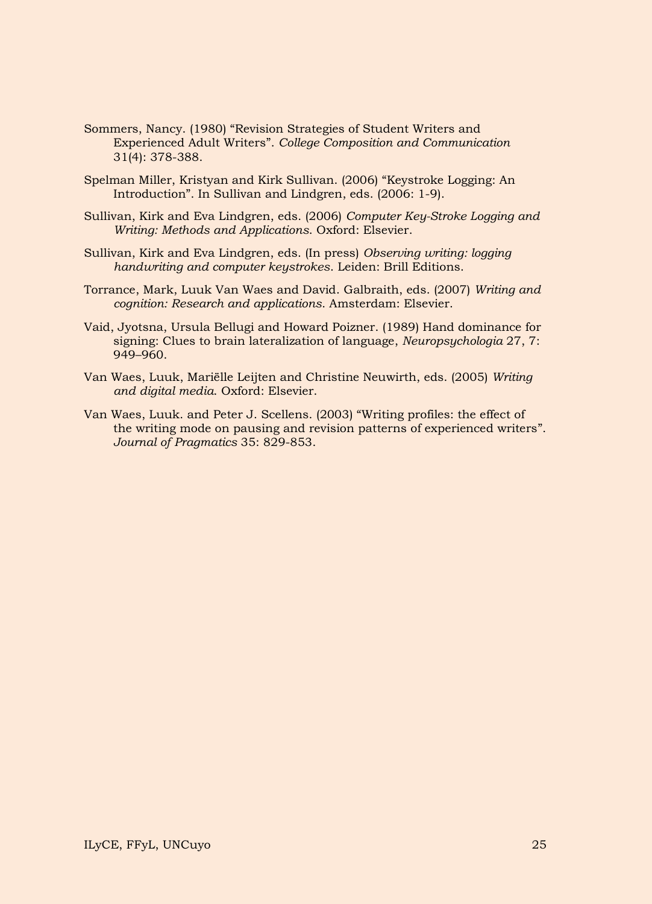Sommers, Nancy. (1980) “Revision Strategies of Student Writers and Experienced Adult Writers”. *College Composition and Communication* 31(4): 378-388.

Spelman Miller, Kristyan and Kirk Sullivan. (2006) “Keystroke Logging: An Introduction”. In Sullivan and Lindgren, eds. (2006: 1-9).

Sullivan, Kirk and Eva Lindgren, eds. (2006) *Computer Key-Stroke Logging and Writing: Methods and Applications*. Oxford: Elsevier.

Sullivan, Kirk and Eva Lindgren, eds. (In press) *Observing writing: logging handwriting and computer keystrokes*. Leiden: Brill Editions.

Torrance, Mark, Luuk Van Waes and David. Galbraith, eds. (2007) *Writing and cognition: Research and applications*. Amsterdam: Elsevier.

Vaid, Jyotsna, Ursula Bellugi and Howard Poizner. (1989) Hand dominance for signing: Clues to brain lateralization of language, *Neuropsychologia* 27, 7: 949–960.

Van Waes, Luuk, Mariëlle Leijten and Christine Neuwirth, eds. (2005) *Writing and digital media*. Oxford: Elsevier.

Van Waes, Luuk. and Peter J. Scellens. (2003) “Writing profiles: the effect of the writing mode on pausing and revision patterns of experienced writers”. *Journal of Pragmatics* 35: 829-853.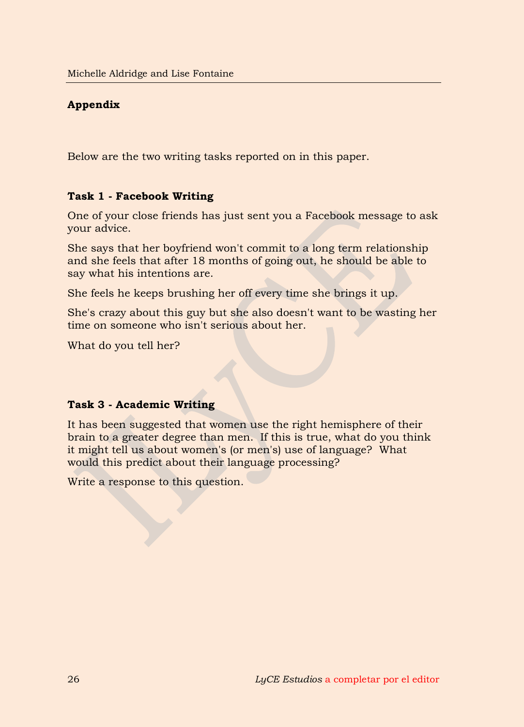## Appendix

Below are the two writing tasks reported on in this paper.

### Task 1 - Facebook Writing

One of your close friends has just sent you a Facebook message to ask your advice.

She says that her boyfriend won't commit to a long term relationship and she feels that after 18 months of going out, he should be able to say what his intentions are.

She feels he keeps brushing her off every time she brings it up.

She's crazy about this guy but she also doesn't want to be wasting her time on someone who isn't serious about her.

What do you tell her?

### Task 3 - Academic Writing

It has been suggested that women use the right hemisphere of their brain to a greater degree than men. If this is true, what do you think it might tell us about women's (or men's) use of language? What would this predict about their language processing?

Write a response to this question.